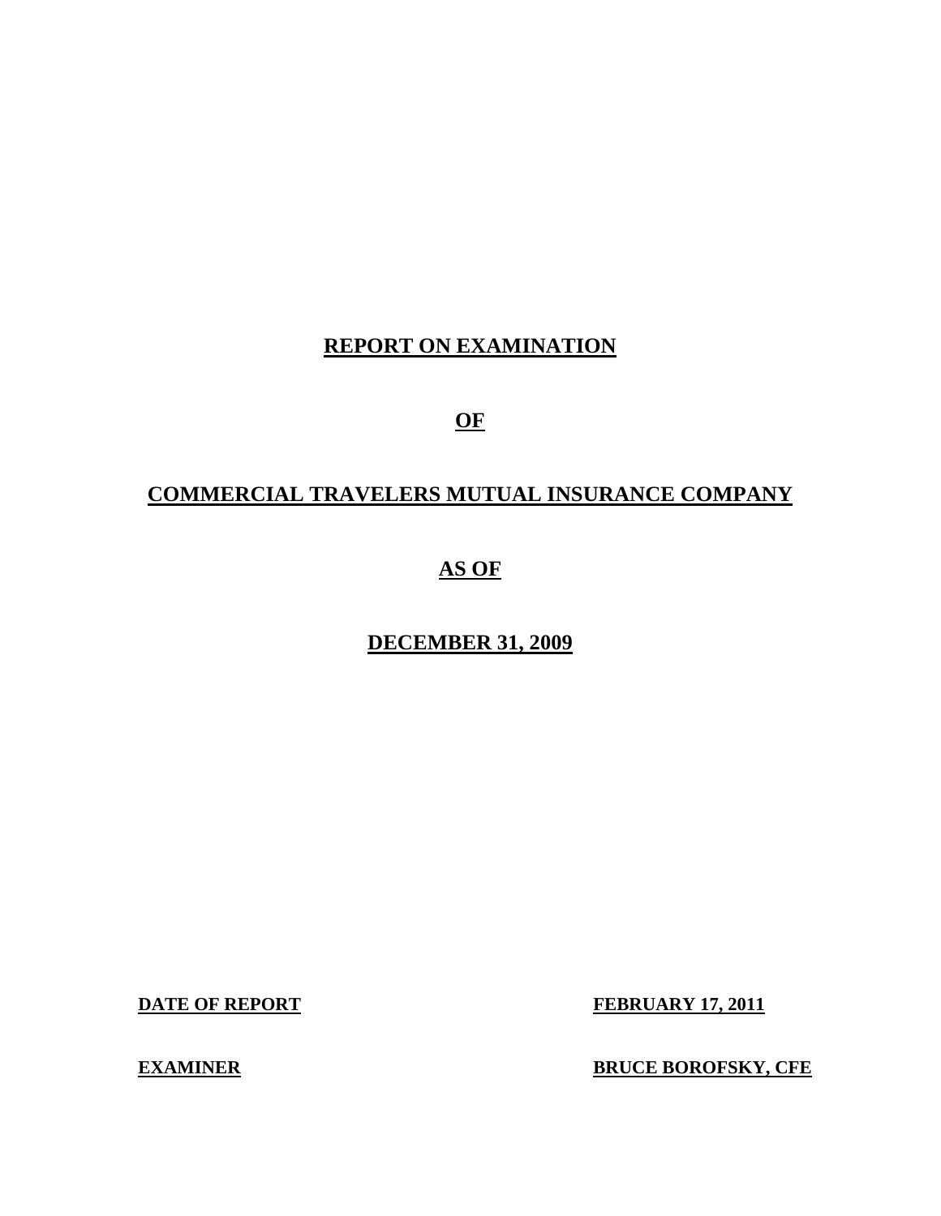# REPORT ON EXAMINATION

# OF

# COMMERCIAL TRAVELERS MUTUAL INSURANCE COMPANY

# AS OF

# DECEMBER 31, 2009

**DATE OF REPORT** **FEBRUARY 17, 2011**

**EXAMINER** **BRUCE BOROFSKY, CFE**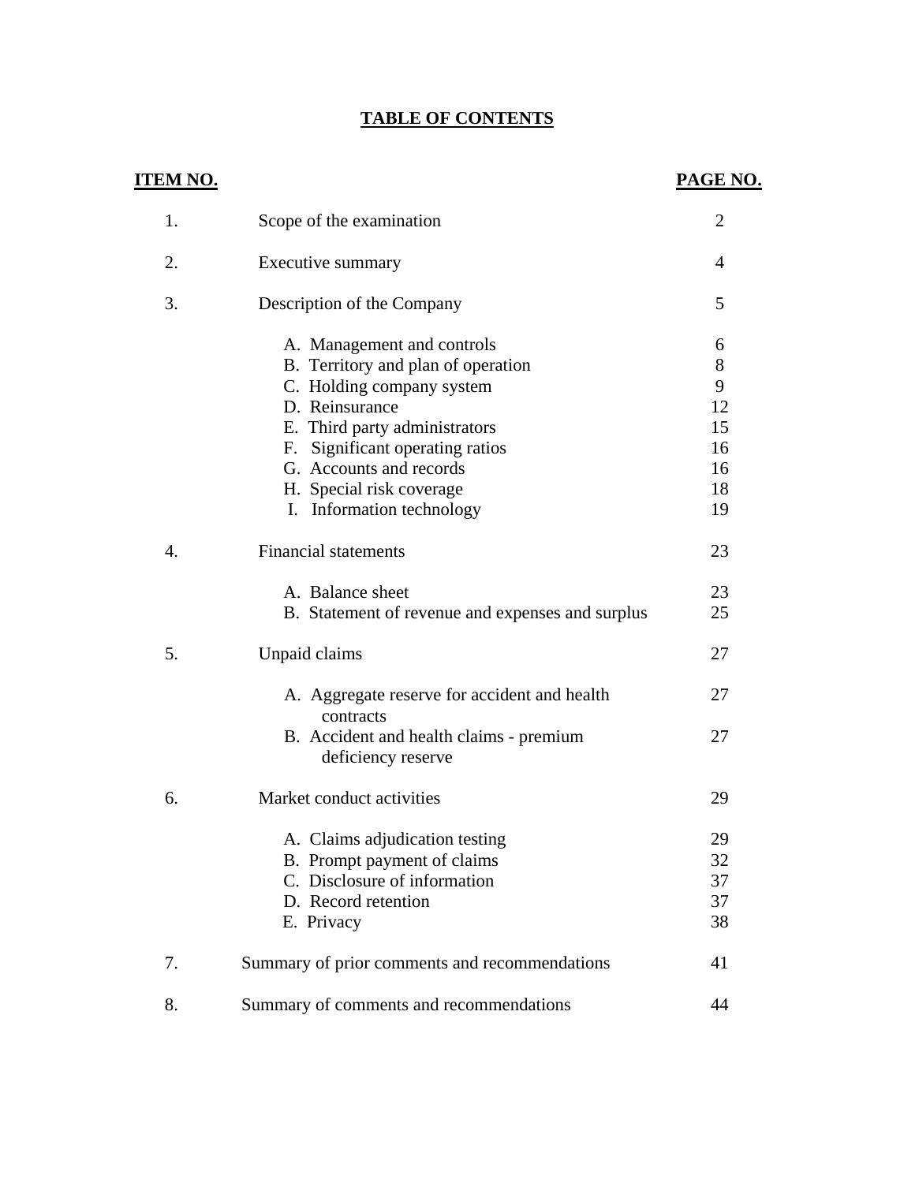# TABLE OF CONTENTS

| ITEM NO. | | PAGE NO. |
|---|---|---|
| 1. | Scope of the examination | 2 |
| 2. | Executive summary | 4 |
| 3. | Description of the Company | 5 |
| | A. Management and controls | 6 |
| | B. Territory and plan of operation | 8 |
| | C. Holding company system | 9 |
| | D. Reinsurance | 12 |
| | E. Third party administrators | 15 |
| | F. Significant operating ratios | 16 |
| | G. Accounts and records | 16 |
| | H. Special risk coverage | 18 |
| | I. Information technology | 19 |
| 4. | Financial statements | 23 |
| | A. Balance sheet | 23 |
| | B. Statement of revenue and expenses and surplus | 25 |
| 5. | Unpaid claims | 27 |
| | A. Aggregate reserve for accident and health contracts | 27 |
| | B. Accident and health claims - premium deficiency reserve | 27 |
| 6. | Market conduct activities | 29 |
| | A. Claims adjudication testing | 29 |
| | B. Prompt payment of claims | 32 |
| | C. Disclosure of information | 37 |
| | D. Record retention | 37 |
| | E. Privacy | 38 |
| 7. | Summary of prior comments and recommendations | 41 |
| 8. | Summary of comments and recommendations | 44 |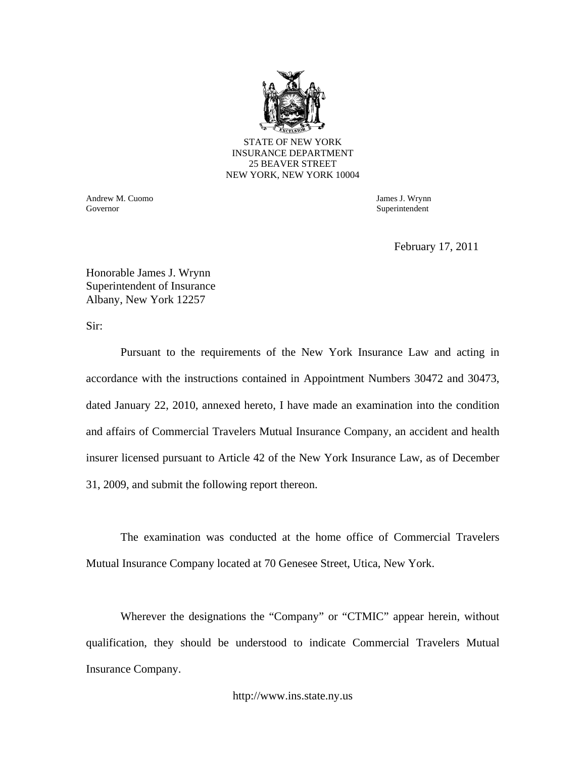STATE OF NEW YORK
INSURANCE DEPARTMENT
25 BEAVER STREET
NEW YORK, NEW YORK 10004

Andrew M. Cuomo
Governor

James J. Wrynn
Superintendent

February 17, 2011

Honorable James J. Wrynn
Superintendent of Insurance
Albany, New York 12257

Sir:

Pursuant to the requirements of the New York Insurance Law and acting in accordance with the instructions contained in Appointment Numbers 30472 and 30473, dated January 22, 2010, annexed hereto, I have made an examination into the condition and affairs of Commercial Travelers Mutual Insurance Company, an accident and health insurer licensed pursuant to Article 42 of the New York Insurance Law, as of December 31, 2009, and submit the following report thereon.

The examination was conducted at the home office of Commercial Travelers Mutual Insurance Company located at 70 Genesee Street, Utica, New York.

Wherever the designations the "Company" or "CTMIC" appear herein, without qualification, they should be understood to indicate Commercial Travelers Mutual Insurance Company.

http://www.ins.state.ny.us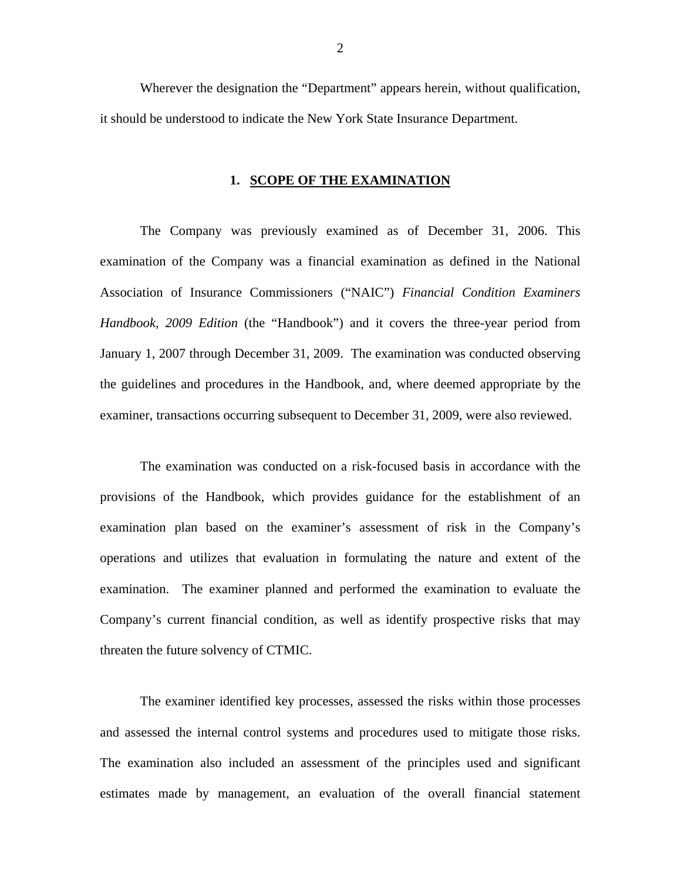Wherever the designation the "Department" appears herein, without qualification, it should be understood to indicate the New York State Insurance Department.

## 1. SCOPE OF THE EXAMINATION

The Company was previously examined as of December 31, 2006. This examination of the Company was a financial examination as defined in the National Association of Insurance Commissioners ("NAIC") *Financial Condition Examiners Handbook, 2009 Edition* (the "Handbook") and it covers the three-year period from January 1, 2007 through December 31, 2009. The examination was conducted observing the guidelines and procedures in the Handbook, and, where deemed appropriate by the examiner, transactions occurring subsequent to December 31, 2009, were also reviewed.

The examination was conducted on a risk-focused basis in accordance with the provisions of the Handbook, which provides guidance for the establishment of an examination plan based on the examiner's assessment of risk in the Company's operations and utilizes that evaluation in formulating the nature and extent of the examination. The examiner planned and performed the examination to evaluate the Company's current financial condition, as well as identify prospective risks that may threaten the future solvency of CTMIC.

The examiner identified key processes, assessed the risks within those processes and assessed the internal control systems and procedures used to mitigate those risks. The examination also included an assessment of the principles used and significant estimates made by management, an evaluation of the overall financial statement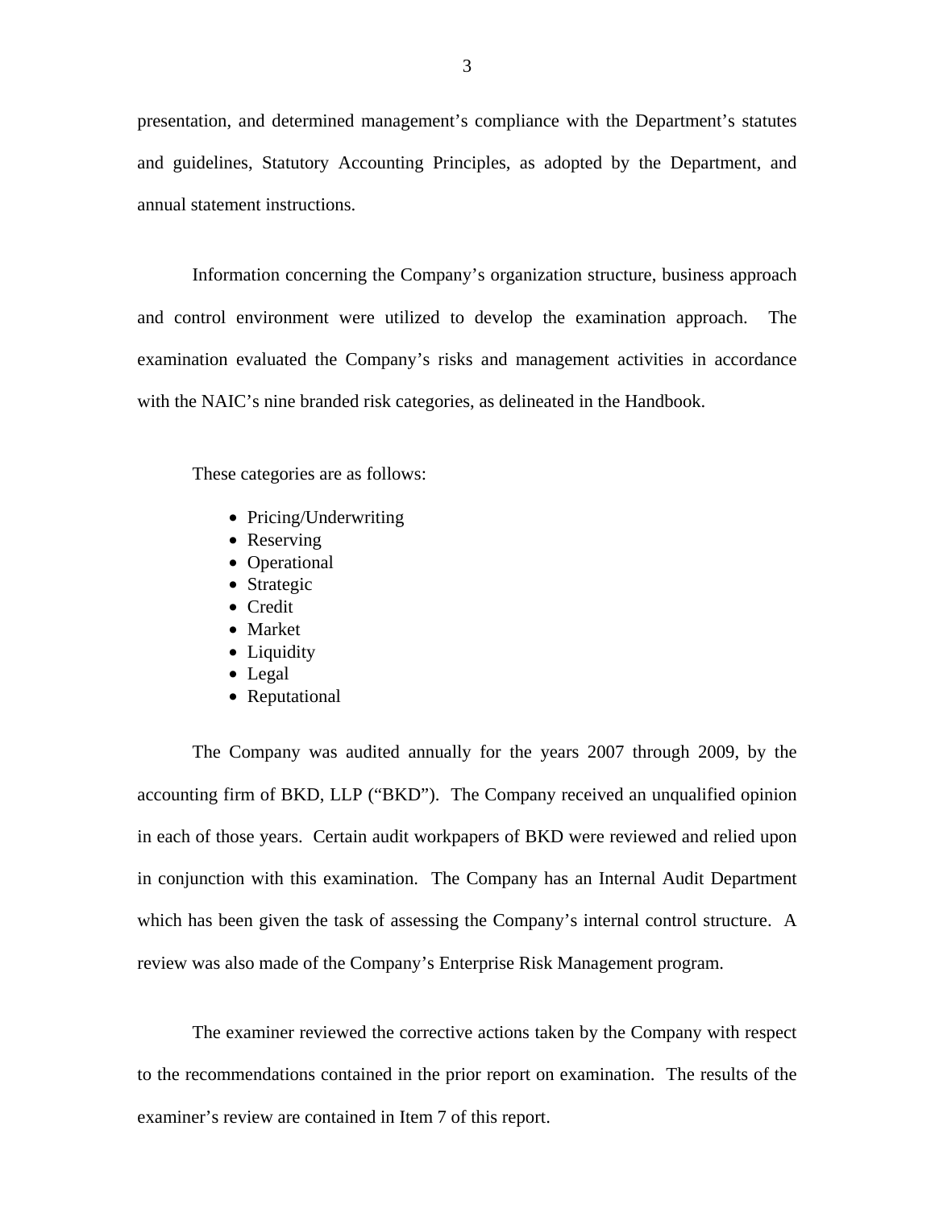presentation, and determined management's compliance with the Department's statutes and guidelines, Statutory Accounting Principles, as adopted by the Department, and annual statement instructions.

Information concerning the Company's organization structure, business approach and control environment were utilized to develop the examination approach. The examination evaluated the Company's risks and management activities in accordance with the NAIC's nine branded risk categories, as delineated in the Handbook.

These categories are as follows:

- Pricing/Underwriting
- Reserving
- Operational
- Strategic
- Credit
- Market
- Liquidity
- Legal
- Reputational

The Company was audited annually for the years 2007 through 2009, by the accounting firm of BKD, LLP ("BKD"). The Company received an unqualified opinion in each of those years. Certain audit workpapers of BKD were reviewed and relied upon in conjunction with this examination. The Company has an Internal Audit Department which has been given the task of assessing the Company's internal control structure. A review was also made of the Company's Enterprise Risk Management program.

The examiner reviewed the corrective actions taken by the Company with respect to the recommendations contained in the prior report on examination. The results of the examiner's review are contained in Item 7 of this report.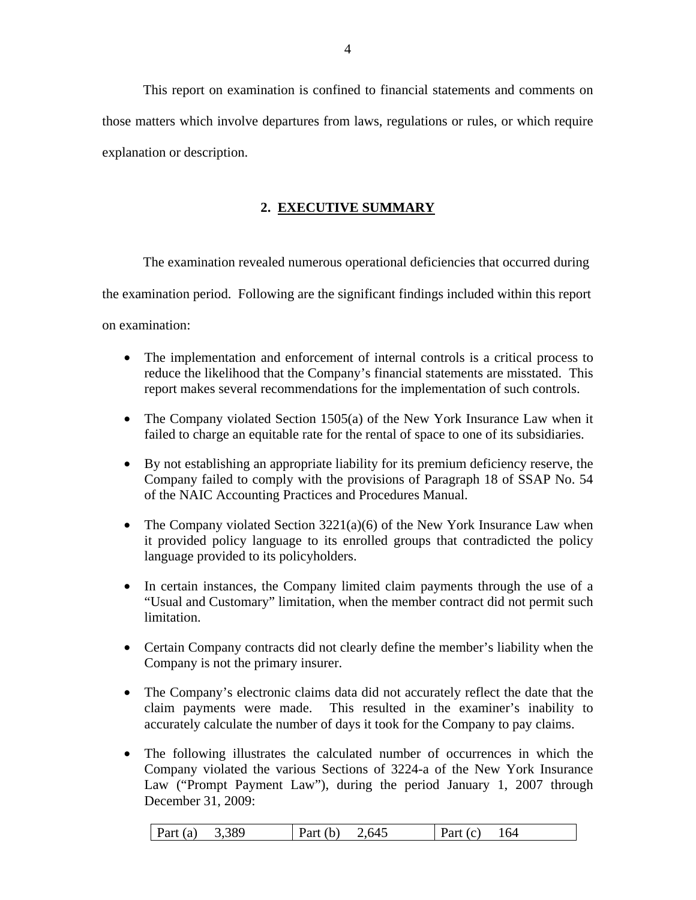This report on examination is confined to financial statements and comments on those matters which involve departures from laws, regulations or rules, or which require explanation or description.

## 2. EXECUTIVE SUMMARY

The examination revealed numerous operational deficiencies that occurred during the examination period. Following are the significant findings included within this report on examination:

- The implementation and enforcement of internal controls is a critical process to reduce the likelihood that the Company's financial statements are misstated. This report makes several recommendations for the implementation of such controls.
- The Company violated Section 1505(a) of the New York Insurance Law when it failed to charge an equitable rate for the rental of space to one of its subsidiaries.
- By not establishing an appropriate liability for its premium deficiency reserve, the Company failed to comply with the provisions of Paragraph 18 of SSAP No. 54 of the NAIC Accounting Practices and Procedures Manual.
- The Company violated Section 3221(a)(6) of the New York Insurance Law when it provided policy language to its enrolled groups that contradicted the policy language provided to its policyholders.
- In certain instances, the Company limited claim payments through the use of a "Usual and Customary" limitation, when the member contract did not permit such limitation.
- Certain Company contracts did not clearly define the member's liability when the Company is not the primary insurer.
- The Company's electronic claims data did not accurately reflect the date that the claim payments were made. This resulted in the examiner's inability to accurately calculate the number of days it took for the Company to pay claims.
- The following illustrates the calculated number of occurrences in which the Company violated the various Sections of 3224-a of the New York Insurance Law ("Prompt Payment Law"), during the period January 1, 2007 through December 31, 2009:

| Part (a) 3,389 | Part (b) 2,645 | Part (c) 164 |
|---|---|---|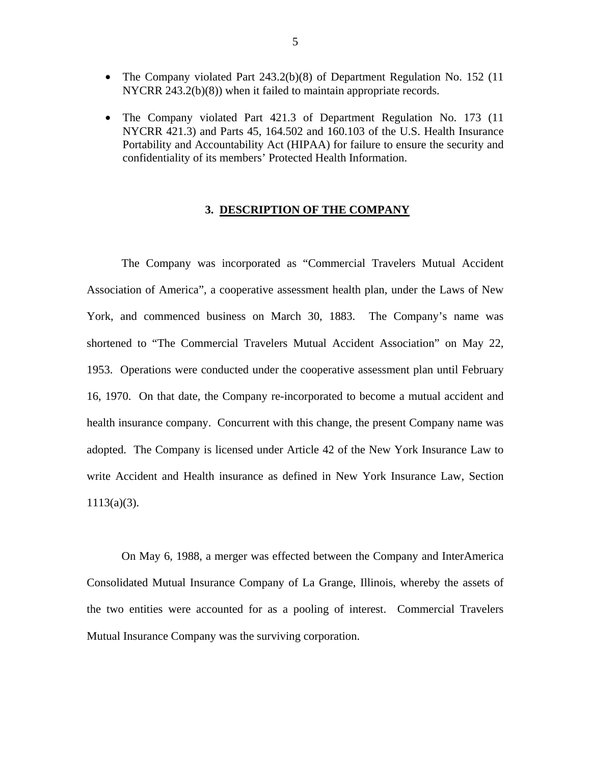- The Company violated Part 243.2(b)(8) of Department Regulation No. 152 (11 NYCRR 243.2(b)(8)) when it failed to maintain appropriate records.

- The Company violated Part 421.3 of Department Regulation No. 173 (11 NYCRR 421.3) and Parts 45, 164.502 and 160.103 of the U.S. Health Insurance Portability and Accountability Act (HIPAA) for failure to ensure the security and confidentiality of its members' Protected Health Information.

## 3. DESCRIPTION OF THE COMPANY

The Company was incorporated as "Commercial Travelers Mutual Accident Association of America", a cooperative assessment health plan, under the Laws of New York, and commenced business on March 30, 1883. The Company's name was shortened to "The Commercial Travelers Mutual Accident Association" on May 22, 1953. Operations were conducted under the cooperative assessment plan until February 16, 1970. On that date, the Company re-incorporated to become a mutual accident and health insurance company. Concurrent with this change, the present Company name was adopted. The Company is licensed under Article 42 of the New York Insurance Law to write Accident and Health insurance as defined in New York Insurance Law, Section 1113(a)(3).

On May 6, 1988, a merger was effected between the Company and InterAmerica Consolidated Mutual Insurance Company of La Grange, Illinois, whereby the assets of the two entities were accounted for as a pooling of interest. Commercial Travelers Mutual Insurance Company was the surviving corporation.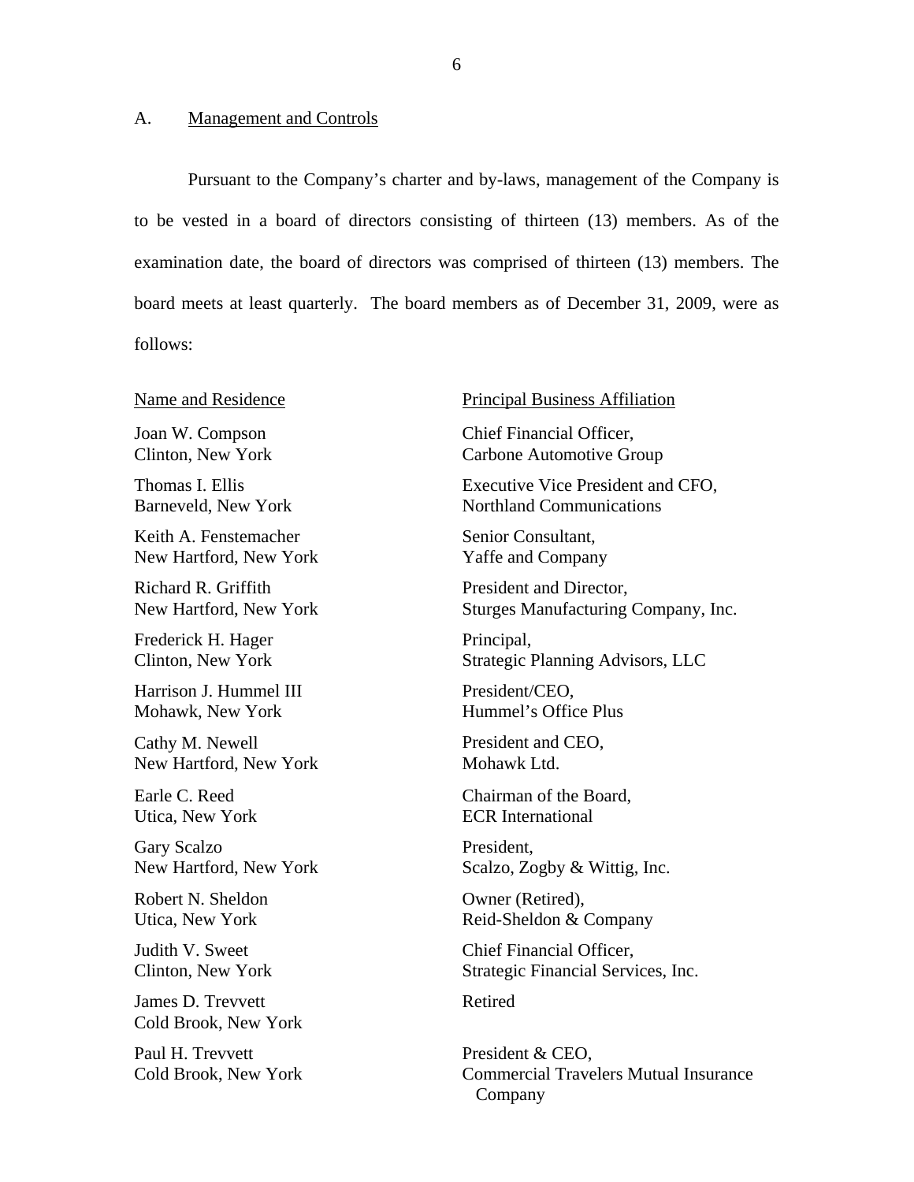## A. Management and Controls

Pursuant to the Company's charter and by-laws, management of the Company is to be vested in a board of directors consisting of thirteen (13) members. As of the examination date, the board of directors was comprised of thirteen (13) members. The board meets at least quarterly. The board members as of December 31, 2009, were as follows:

| Name and Residence | Principal Business Affiliation |
|---|---|
| Joan W. Compson<br>Clinton, New York | Chief Financial Officer,<br>Carbone Automotive Group |
| Thomas I. Ellis<br>Barneveld, New York | Executive Vice President and CFO,<br>Northland Communications |
| Keith A. Fenstemacher<br>New Hartford, New York | Senior Consultant,<br>Yaffe and Company |
| Richard R. Griffith<br>New Hartford, New York | President and Director,<br>Sturges Manufacturing Company, Inc. |
| Frederick H. Hager<br>Clinton, New York | Principal,<br>Strategic Planning Advisors, LLC |
| Harrison J. Hummel III<br>Mohawk, New York | President/CEO,<br>Hummel's Office Plus |
| Cathy M. Newell<br>New Hartford, New York | President and CEO,<br>Mohawk Ltd. |
| Earle C. Reed<br>Utica, New York | Chairman of the Board,<br>ECR International |
| Gary Scalzo<br>New Hartford, New York | President,<br>Scalzo, Zogby & Wittig, Inc. |
| Robert N. Sheldon<br>Utica, New York | Owner (Retired),<br>Reid-Sheldon & Company |
| Judith V. Sweet<br>Clinton, New York | Chief Financial Officer,<br>Strategic Financial Services, Inc. |
| James D. Trevvett<br>Cold Brook, New York | Retired |
| Paul H. Trevvett<br>Cold Brook, New York | President & CEO,<br>Commercial Travelers Mutual Insurance Company |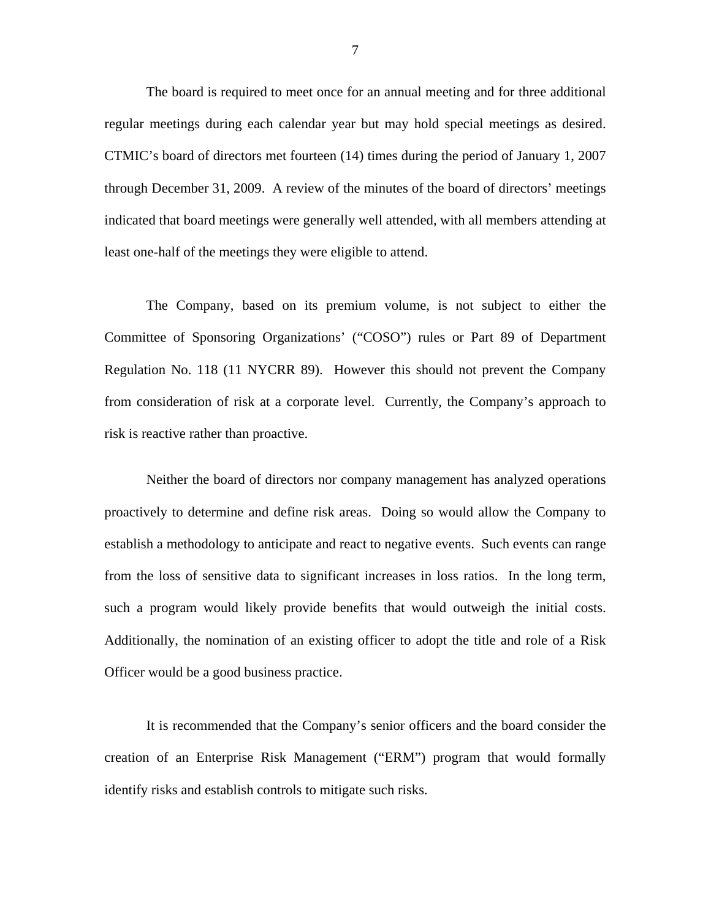The board is required to meet once for an annual meeting and for three additional regular meetings during each calendar year but may hold special meetings as desired. CTMIC's board of directors met fourteen (14) times during the period of January 1, 2007 through December 31, 2009. A review of the minutes of the board of directors' meetings indicated that board meetings were generally well attended, with all members attending at least one-half of the meetings they were eligible to attend.

The Company, based on its premium volume, is not subject to either the Committee of Sponsoring Organizations' ("COSO") rules or Part 89 of Department Regulation No. 118 (11 NYCRR 89). However this should not prevent the Company from consideration of risk at a corporate level. Currently, the Company's approach to risk is reactive rather than proactive.

Neither the board of directors nor company management has analyzed operations proactively to determine and define risk areas. Doing so would allow the Company to establish a methodology to anticipate and react to negative events. Such events can range from the loss of sensitive data to significant increases in loss ratios. In the long term, such a program would likely provide benefits that would outweigh the initial costs. Additionally, the nomination of an existing officer to adopt the title and role of a Risk Officer would be a good business practice.

It is recommended that the Company's senior officers and the board consider the creation of an Enterprise Risk Management ("ERM") program that would formally identify risks and establish controls to mitigate such risks.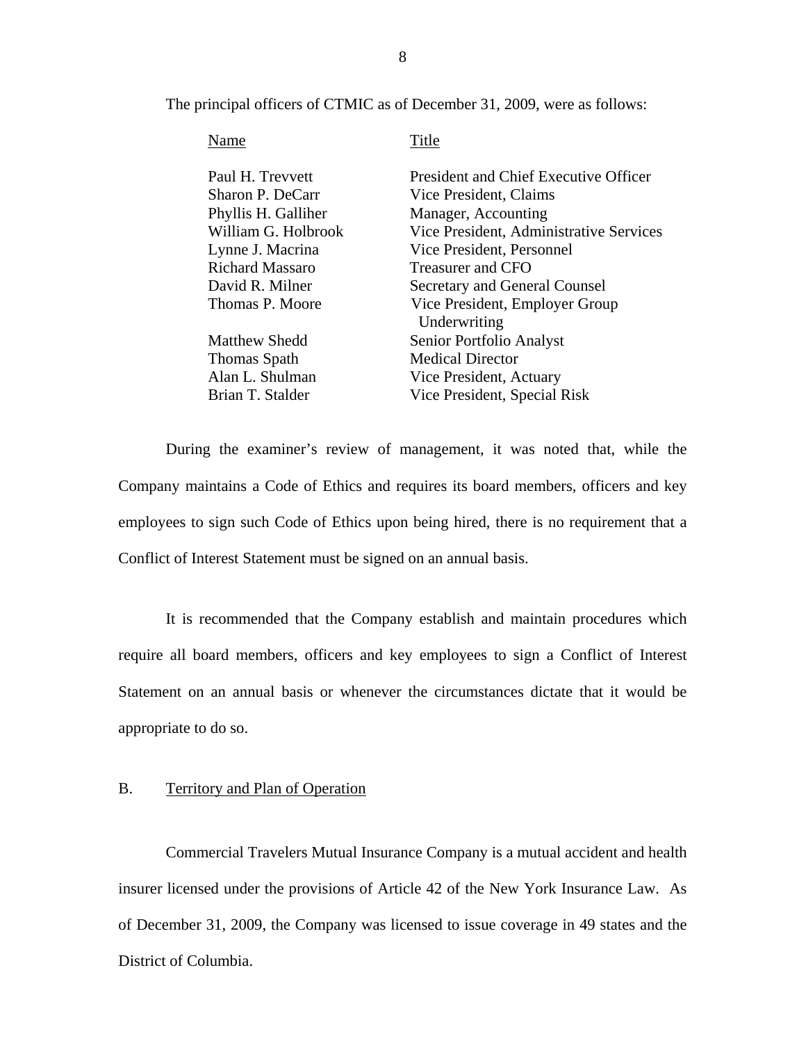The principal officers of CTMIC as of December 31, 2009, were as follows:

| Name | Title |
|---|---|
| Paul H. Trevvett | President and Chief Executive Officer |
| Sharon P. DeCarr | Vice President, Claims |
| Phyllis H. Galliher | Manager, Accounting |
| William G. Holbrook | Vice President, Administrative Services |
| Lynne J. Macrina | Vice President, Personnel |
| Richard Massaro | Treasurer and CFO |
| David R. Milner | Secretary and General Counsel |
| Thomas P. Moore | Vice President, Employer Group Underwriting |
| Matthew Shedd | Senior Portfolio Analyst |
| Thomas Spath | Medical Director |
| Alan L. Shulman | Vice President, Actuary |
| Brian T. Stalder | Vice President, Special Risk |

During the examiner's review of management, it was noted that, while the Company maintains a Code of Ethics and requires its board members, officers and key employees to sign such Code of Ethics upon being hired, there is no requirement that a Conflict of Interest Statement must be signed on an annual basis.

It is recommended that the Company establish and maintain procedures which require all board members, officers and key employees to sign a Conflict of Interest Statement on an annual basis or whenever the circumstances dictate that it would be appropriate to do so.

## B. Territory and Plan of Operation

Commercial Travelers Mutual Insurance Company is a mutual accident and health insurer licensed under the provisions of Article 42 of the New York Insurance Law. As of December 31, 2009, the Company was licensed to issue coverage in 49 states and the District of Columbia.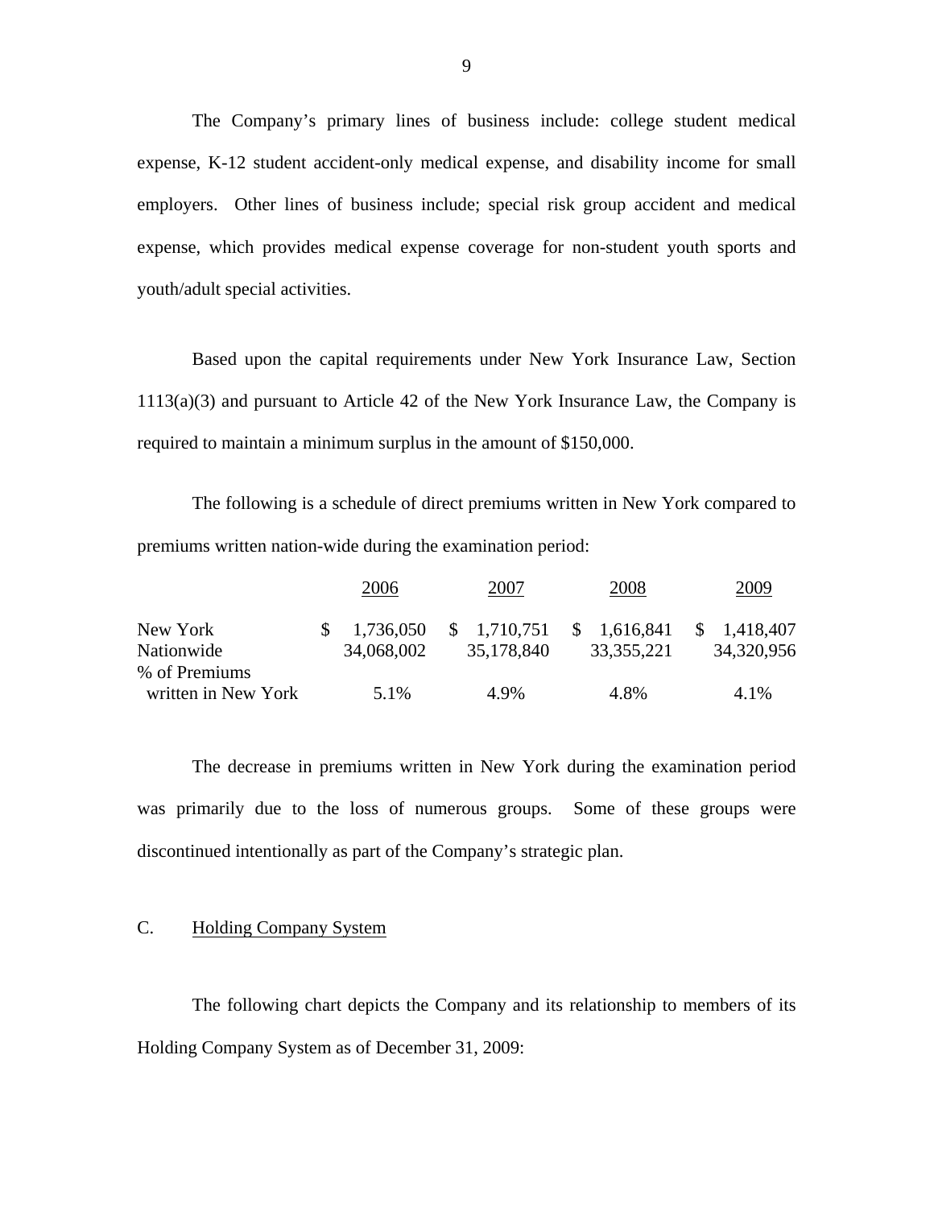The Company's primary lines of business include: college student medical expense, K-12 student accident-only medical expense, and disability income for small employers. Other lines of business include; special risk group accident and medical expense, which provides medical expense coverage for non-student youth sports and youth/adult special activities.

Based upon the capital requirements under New York Insurance Law, Section 1113(a)(3) and pursuant to Article 42 of the New York Insurance Law, the Company is required to maintain a minimum surplus in the amount of $150,000.

The following is a schedule of direct premiums written in New York compared to premiums written nation-wide during the examination period:

| | 2006 | 2007 | 2008 | 2009 |
|---|---|---|---|---|
| New York | $ 1,736,050 | $ 1,710,751 | $ 1,616,841 | $ 1,418,407 |
| Nationwide | 34,068,002 | 35,178,840 | 33,355,221 | 34,320,956 |
| % of Premiums written in New York | 5.1% | 4.9% | 4.8% | 4.1% |

The decrease in premiums written in New York during the examination period was primarily due to the loss of numerous groups. Some of these groups were discontinued intentionally as part of the Company's strategic plan.

## C. Holding Company System

The following chart depicts the Company and its relationship to members of its Holding Company System as of December 31, 2009: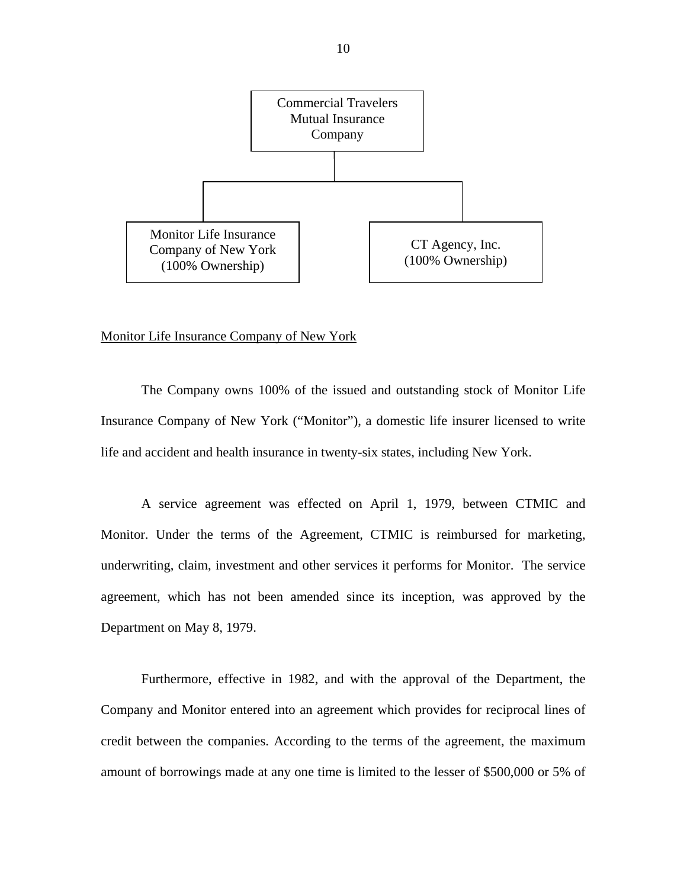Commercial Travelers Mutual Insurance Company

- Monitor Life Insurance Company of New York (100% Ownership)
- CT Agency, Inc. (100% Ownership)

Monitor Life Insurance Company of New York

The Company owns 100% of the issued and outstanding stock of Monitor Life Insurance Company of New York ("Monitor"), a domestic life insurer licensed to write life and accident and health insurance in twenty-six states, including New York.

A service agreement was effected on April 1, 1979, between CTMIC and Monitor. Under the terms of the Agreement, CTMIC is reimbursed for marketing, underwriting, claim, investment and other services it performs for Monitor. The service agreement, which has not been amended since its inception, was approved by the Department on May 8, 1979.

Furthermore, effective in 1982, and with the approval of the Department, the Company and Monitor entered into an agreement which provides for reciprocal lines of credit between the companies. According to the terms of the agreement, the maximum amount of borrowings made at any one time is limited to the lesser of $500,000 or 5% of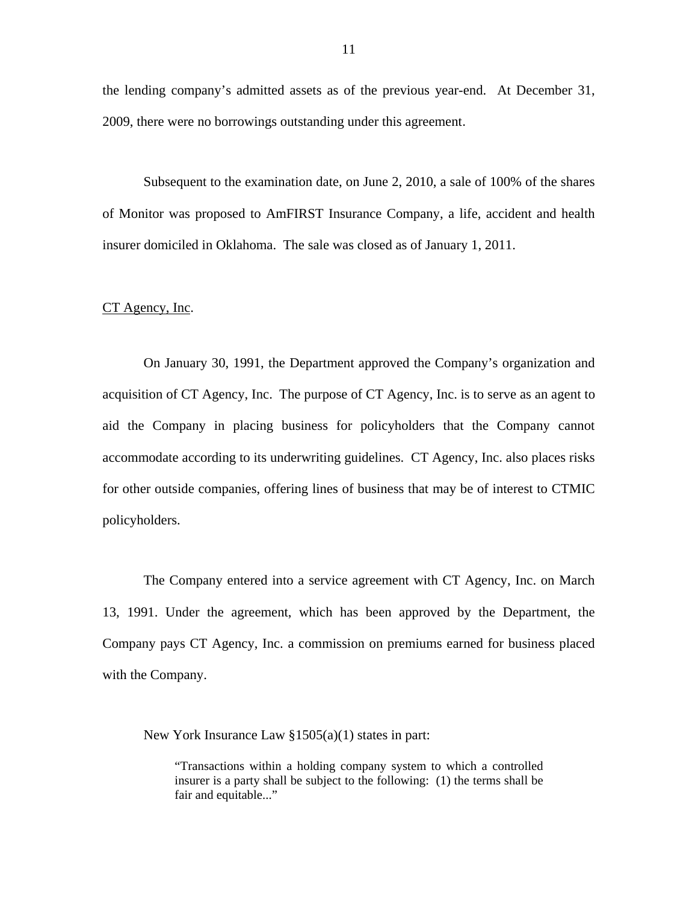the lending company's admitted assets as of the previous year-end. At December 31, 2009, there were no borrowings outstanding under this agreement.

Subsequent to the examination date, on June 2, 2010, a sale of 100% of the shares of Monitor was proposed to AmFIRST Insurance Company, a life, accident and health insurer domiciled in Oklahoma. The sale was closed as of January 1, 2011.

<u>CT Agency, Inc</u>.

On January 30, 1991, the Department approved the Company's organization and acquisition of CT Agency, Inc. The purpose of CT Agency, Inc. is to serve as an agent to aid the Company in placing business for policyholders that the Company cannot accommodate according to its underwriting guidelines. CT Agency, Inc. also places risks for other outside companies, offering lines of business that may be of interest to CTMIC policyholders.

The Company entered into a service agreement with CT Agency, Inc. on March 13, 1991. Under the agreement, which has been approved by the Department, the Company pays CT Agency, Inc. a commission on premiums earned for business placed with the Company.

New York Insurance Law §1505(a)(1) states in part:

> "Transactions within a holding company system to which a controlled insurer is a party shall be subject to the following: (1) the terms shall be fair and equitable..."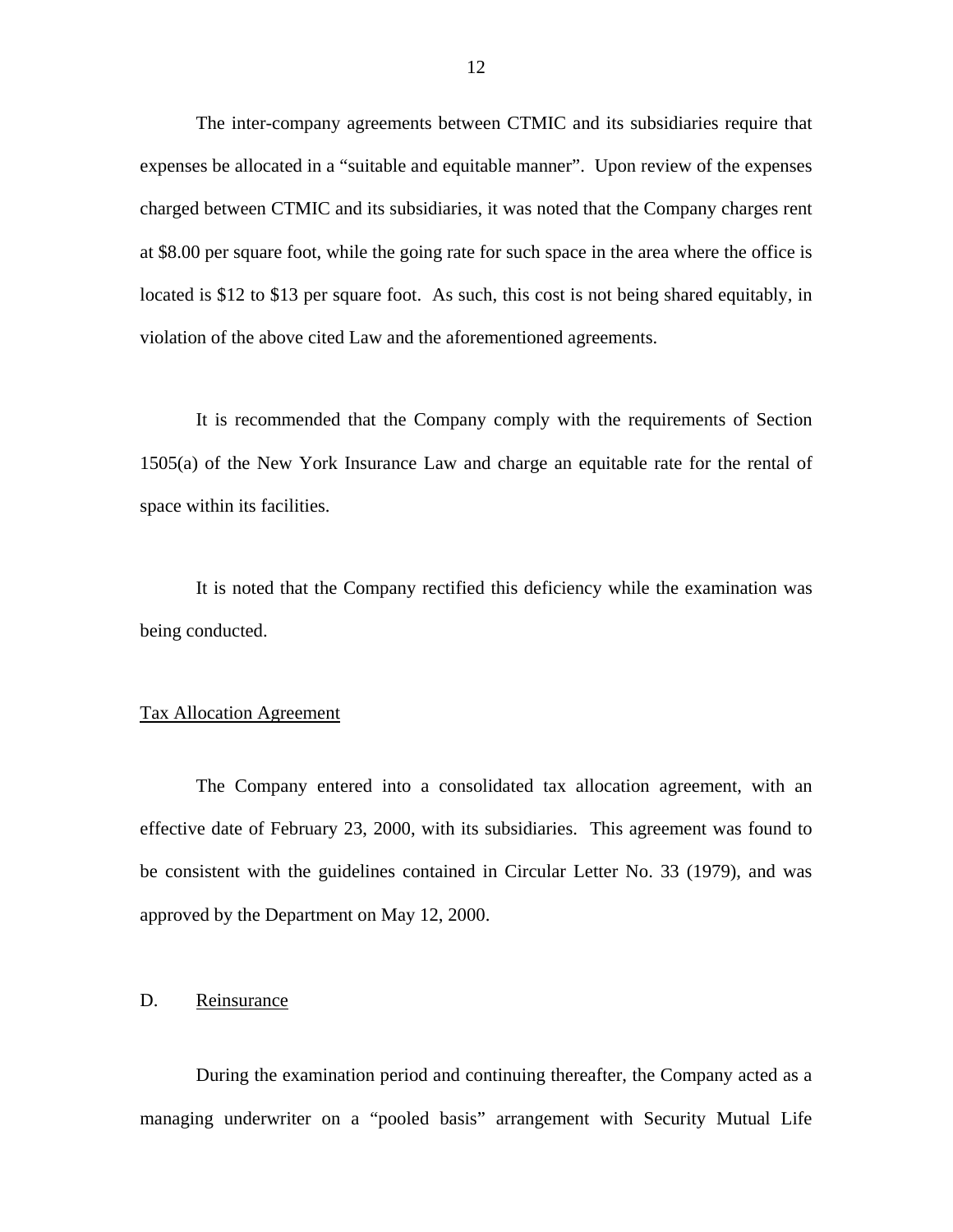The inter-company agreements between CTMIC and its subsidiaries require that expenses be allocated in a "suitable and equitable manner". Upon review of the expenses charged between CTMIC and its subsidiaries, it was noted that the Company charges rent at $8.00 per square foot, while the going rate for such space in the area where the office is located is $12 to $13 per square foot. As such, this cost is not being shared equitably, in violation of the above cited Law and the aforementioned agreements.

It is recommended that the Company comply with the requirements of Section 1505(a) of the New York Insurance Law and charge an equitable rate for the rental of space within its facilities.

It is noted that the Company rectified this deficiency while the examination was being conducted.

Tax Allocation Agreement

The Company entered into a consolidated tax allocation agreement, with an effective date of February 23, 2000, with its subsidiaries. This agreement was found to be consistent with the guidelines contained in Circular Letter No. 33 (1979), and was approved by the Department on May 12, 2000.

## D. Reinsurance

During the examination period and continuing thereafter, the Company acted as a managing underwriter on a "pooled basis" arrangement with Security Mutual Life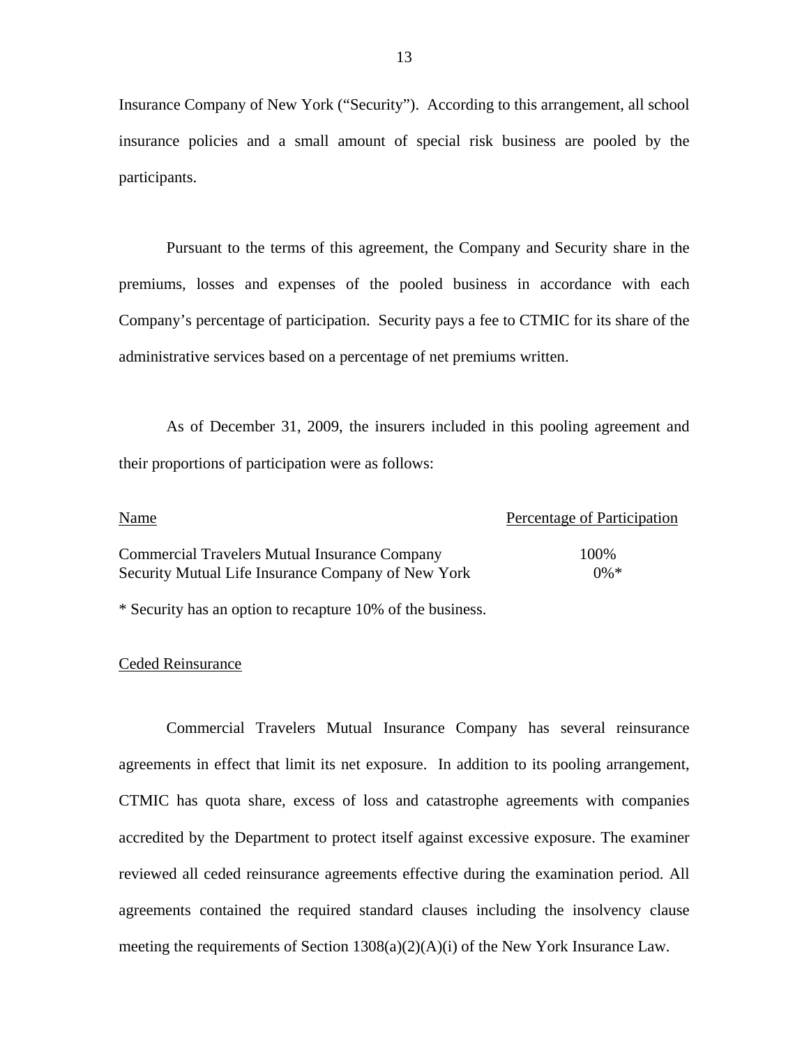Insurance Company of New York ("Security"). According to this arrangement, all school insurance policies and a small amount of special risk business are pooled by the participants.

Pursuant to the terms of this agreement, the Company and Security share in the premiums, losses and expenses of the pooled business in accordance with each Company's percentage of participation. Security pays a fee to CTMIC for its share of the administrative services based on a percentage of net premiums written.

As of December 31, 2009, the insurers included in this pooling agreement and their proportions of participation were as follows:

| Name | Percentage of Participation |
|---|---|
| Commercial Travelers Mutual Insurance Company | 100% |
| Security Mutual Life Insurance Company of New York | 0%* |

* Security has an option to recapture 10% of the business.

Ceded Reinsurance

Commercial Travelers Mutual Insurance Company has several reinsurance agreements in effect that limit its net exposure. In addition to its pooling arrangement, CTMIC has quota share, excess of loss and catastrophe agreements with companies accredited by the Department to protect itself against excessive exposure. The examiner reviewed all ceded reinsurance agreements effective during the examination period. All agreements contained the required standard clauses including the insolvency clause meeting the requirements of Section 1308(a)(2)(A)(i) of the New York Insurance Law.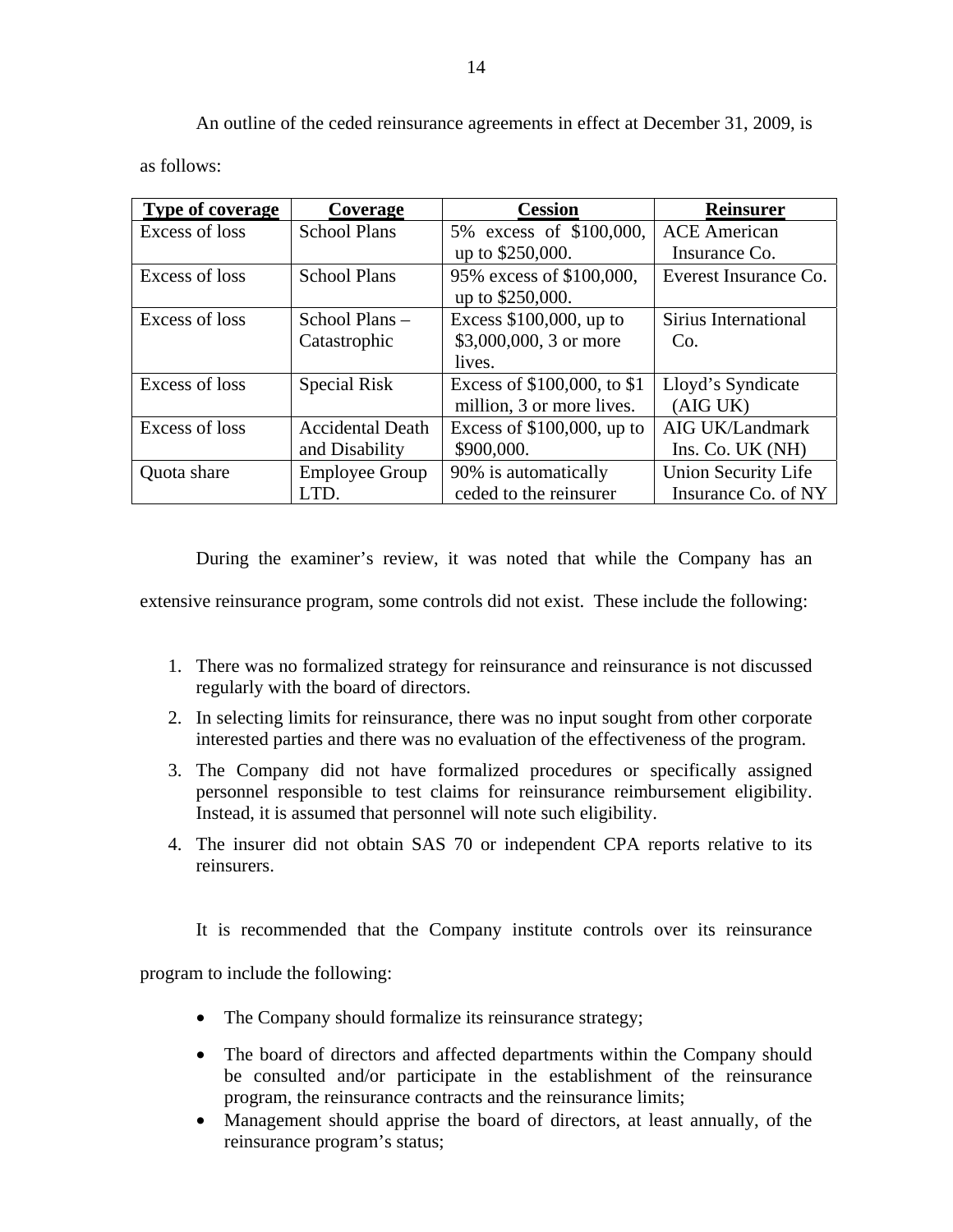An outline of the ceded reinsurance agreements in effect at December 31, 2009, is as follows:

| Type of coverage | Coverage | Cession | Reinsurer |
|---|---|---|---|
| Excess of loss | School Plans | 5% excess of $100,000, up to $250,000. | ACE American Insurance Co. |
| Excess of loss | School Plans | 95% excess of $100,000, up to $250,000. | Everest Insurance Co. |
| Excess of loss | School Plans – Catastrophic | Excess $100,000, up to $3,000,000, 3 or more lives. | Sirius International Co. |
| Excess of loss | Special Risk | Excess of $100,000, to $1 million, 3 or more lives. | Lloyd's Syndicate (AIG UK) |
| Excess of loss | Accidental Death and Disability | Excess of $100,000, up to $900,000. | AIG UK/Landmark Ins. Co. UK (NH) |
| Quota share | Employee Group LTD. | 90% is automatically ceded to the reinsurer | Union Security Life Insurance Co. of NY |

During the examiner's review, it was noted that while the Company has an extensive reinsurance program, some controls did not exist. These include the following:

1. There was no formalized strategy for reinsurance and reinsurance is not discussed regularly with the board of directors.
2. In selecting limits for reinsurance, there was no input sought from other corporate interested parties and there was no evaluation of the effectiveness of the program.
3. The Company did not have formalized procedures or specifically assigned personnel responsible to test claims for reinsurance reimbursement eligibility. Instead, it is assumed that personnel will note such eligibility.
4. The insurer did not obtain SAS 70 or independent CPA reports relative to its reinsurers.

It is recommended that the Company institute controls over its reinsurance program to include the following:

- The Company should formalize its reinsurance strategy;
- The board of directors and affected departments within the Company should be consulted and/or participate in the establishment of the reinsurance program, the reinsurance contracts and the reinsurance limits;
- Management should apprise the board of directors, at least annually, of the reinsurance program's status;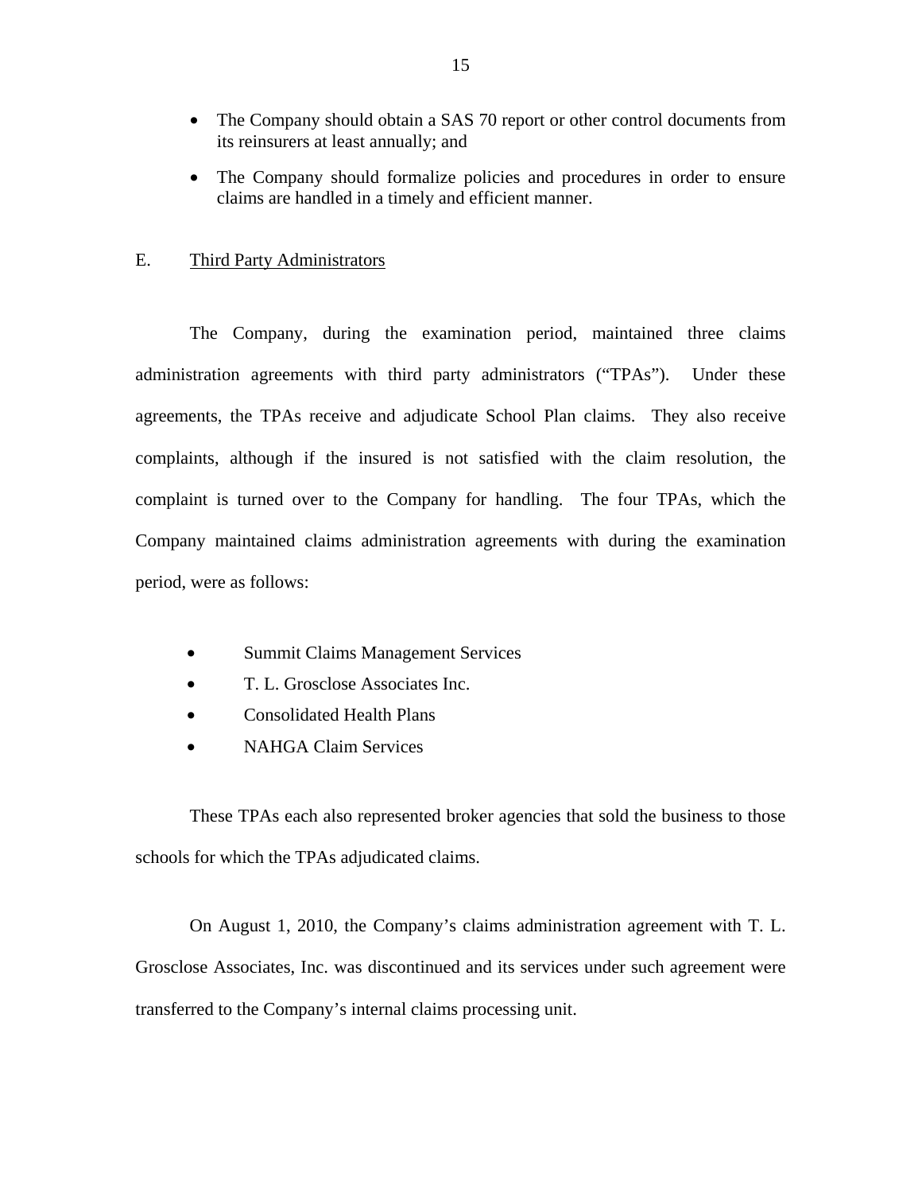- The Company should obtain a SAS 70 report or other control documents from its reinsurers at least annually; and
- The Company should formalize policies and procedures in order to ensure claims are handled in a timely and efficient manner.

## E. Third Party Administrators

The Company, during the examination period, maintained three claims administration agreements with third party administrators ("TPAs"). Under these agreements, the TPAs receive and adjudicate School Plan claims. They also receive complaints, although if the insured is not satisfied with the claim resolution, the complaint is turned over to the Company for handling. The four TPAs, which the Company maintained claims administration agreements with during the examination period, were as follows:

- Summit Claims Management Services
- T. L. Grosclose Associates Inc.
- Consolidated Health Plans
- NAHGA Claim Services

These TPAs each also represented broker agencies that sold the business to those schools for which the TPAs adjudicated claims.

On August 1, 2010, the Company's claims administration agreement with T. L. Grosclose Associates, Inc. was discontinued and its services under such agreement were transferred to the Company's internal claims processing unit.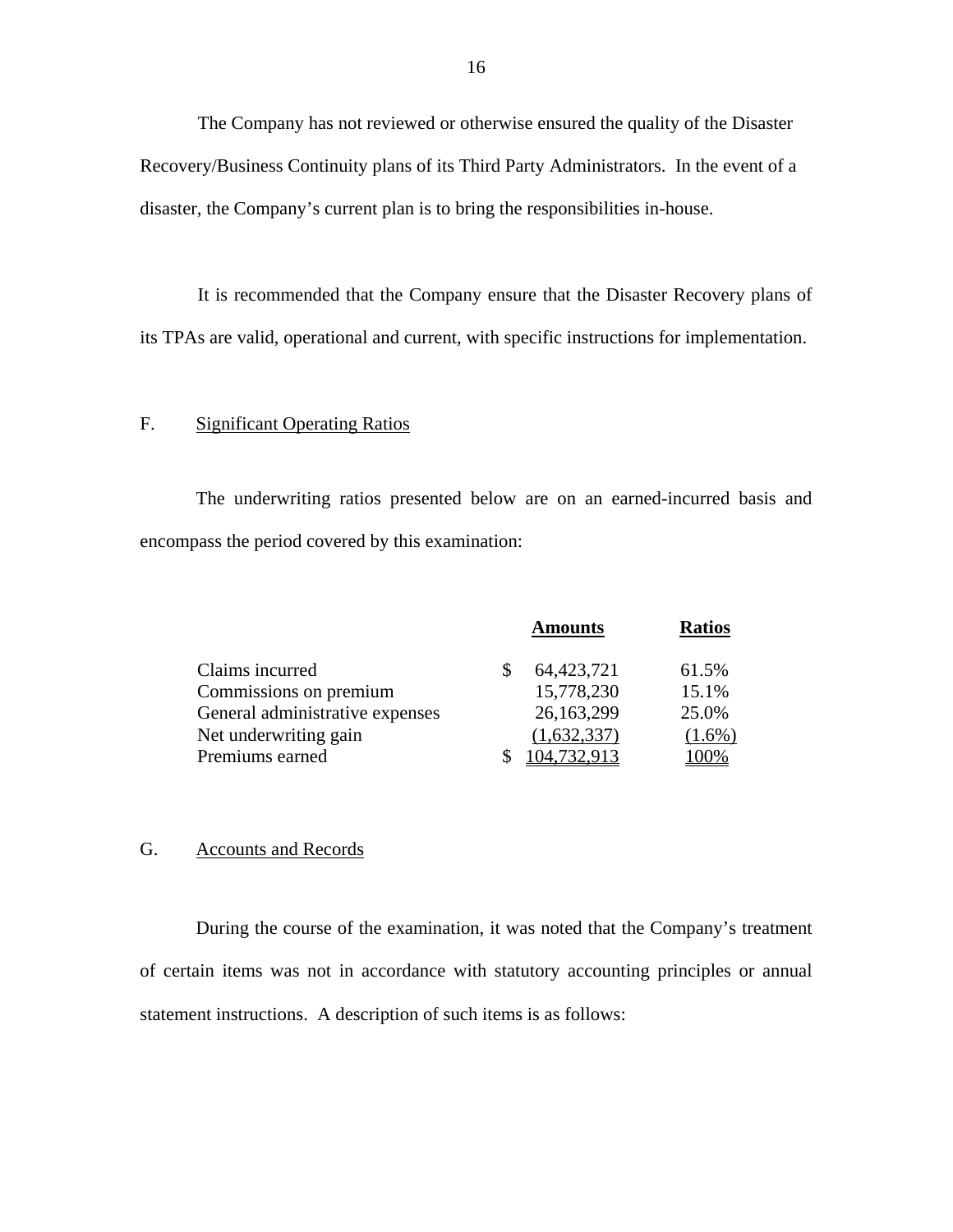The Company has not reviewed or otherwise ensured the quality of the Disaster Recovery/Business Continuity plans of its Third Party Administrators. In the event of a disaster, the Company's current plan is to bring the responsibilities in-house.

It is recommended that the Company ensure that the Disaster Recovery plans of its TPAs are valid, operational and current, with specific instructions for implementation.

## F. Significant Operating Ratios

The underwriting ratios presented below are on an earned-incurred basis and encompass the period covered by this examination:

| | Amounts | Ratios |
|---|---|---|
| Claims incurred | $ 64,423,721 | 61.5% |
| Commissions on premium | 15,778,230 | 15.1% |
| General administrative expenses | 26,163,299 | 25.0% |
| Net underwriting gain | (1,632,337) | (1.6%) |
| Premiums earned | $ 104,732,913 | 100% |

## G. Accounts and Records

During the course of the examination, it was noted that the Company's treatment of certain items was not in accordance with statutory accounting principles or annual statement instructions. A description of such items is as follows: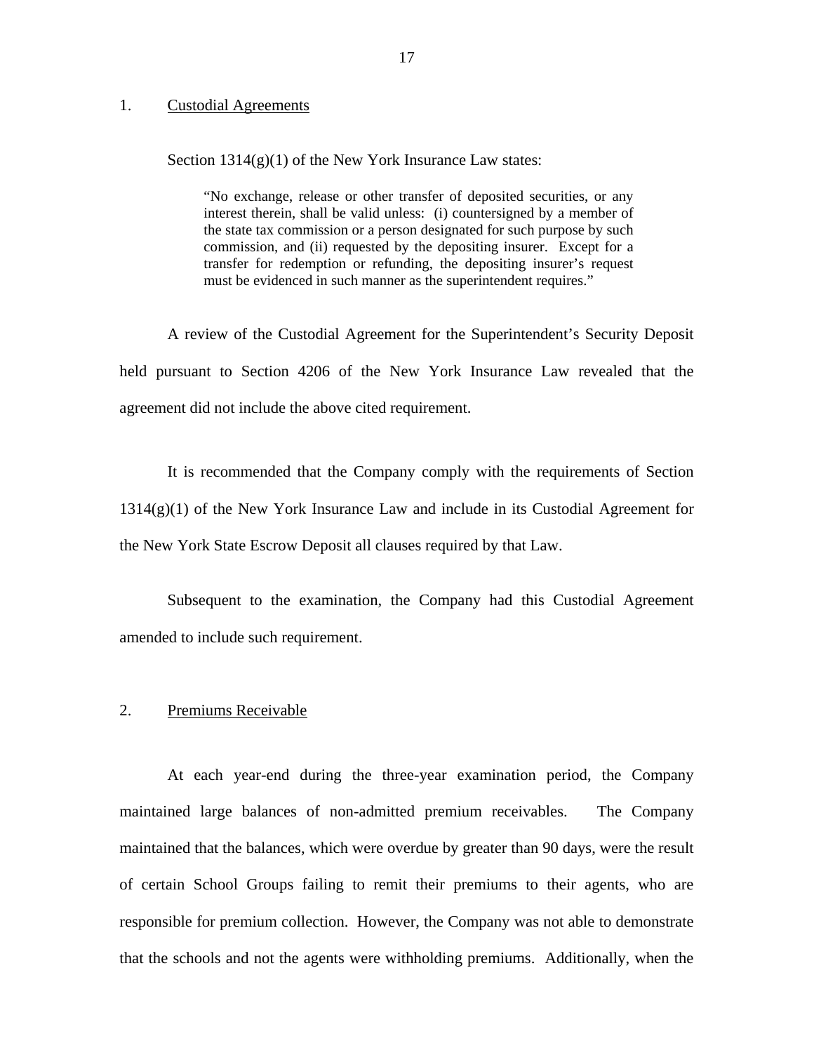1. Custodial Agreements

Section 1314(g)(1) of the New York Insurance Law states:

> "No exchange, release or other transfer of deposited securities, or any interest therein, shall be valid unless: (i) countersigned by a member of the state tax commission or a person designated for such purpose by such commission, and (ii) requested by the depositing insurer. Except for a transfer for redemption or refunding, the depositing insurer's request must be evidenced in such manner as the superintendent requires."

A review of the Custodial Agreement for the Superintendent's Security Deposit held pursuant to Section 4206 of the New York Insurance Law revealed that the agreement did not include the above cited requirement.

It is recommended that the Company comply with the requirements of Section 1314(g)(1) of the New York Insurance Law and include in its Custodial Agreement for the New York State Escrow Deposit all clauses required by that Law.

Subsequent to the examination, the Company had this Custodial Agreement amended to include such requirement.

2. Premiums Receivable

At each year-end during the three-year examination period, the Company maintained large balances of non-admitted premium receivables. The Company maintained that the balances, which were overdue by greater than 90 days, were the result of certain School Groups failing to remit their premiums to their agents, who are responsible for premium collection. However, the Company was not able to demonstrate that the schools and not the agents were withholding premiums. Additionally, when the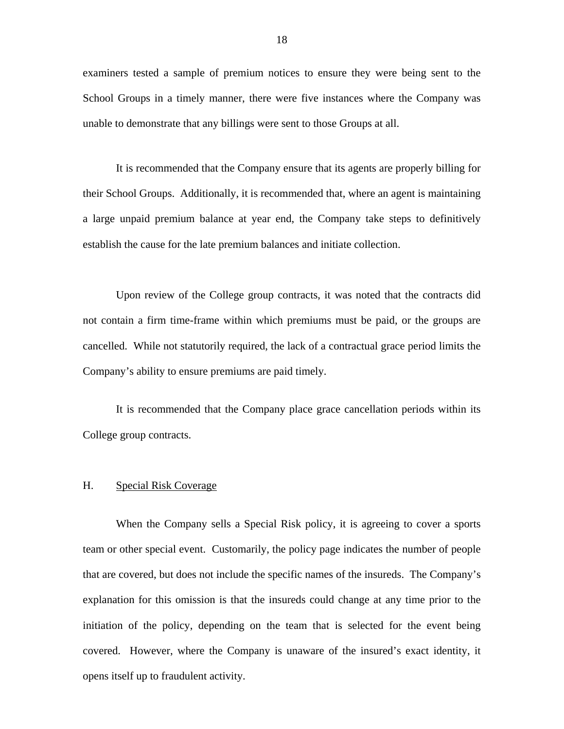examiners tested a sample of premium notices to ensure they were being sent to the School Groups in a timely manner, there were five instances where the Company was unable to demonstrate that any billings were sent to those Groups at all.

It is recommended that the Company ensure that its agents are properly billing for their School Groups. Additionally, it is recommended that, where an agent is maintaining a large unpaid premium balance at year end, the Company take steps to definitively establish the cause for the late premium balances and initiate collection.

Upon review of the College group contracts, it was noted that the contracts did not contain a firm time-frame within which premiums must be paid, or the groups are cancelled. While not statutorily required, the lack of a contractual grace period limits the Company's ability to ensure premiums are paid timely.

It is recommended that the Company place grace cancellation periods within its College group contracts.

## H. Special Risk Coverage

When the Company sells a Special Risk policy, it is agreeing to cover a sports team or other special event. Customarily, the policy page indicates the number of people that are covered, but does not include the specific names of the insureds. The Company's explanation for this omission is that the insureds could change at any time prior to the initiation of the policy, depending on the team that is selected for the event being covered. However, where the Company is unaware of the insured's exact identity, it opens itself up to fraudulent activity.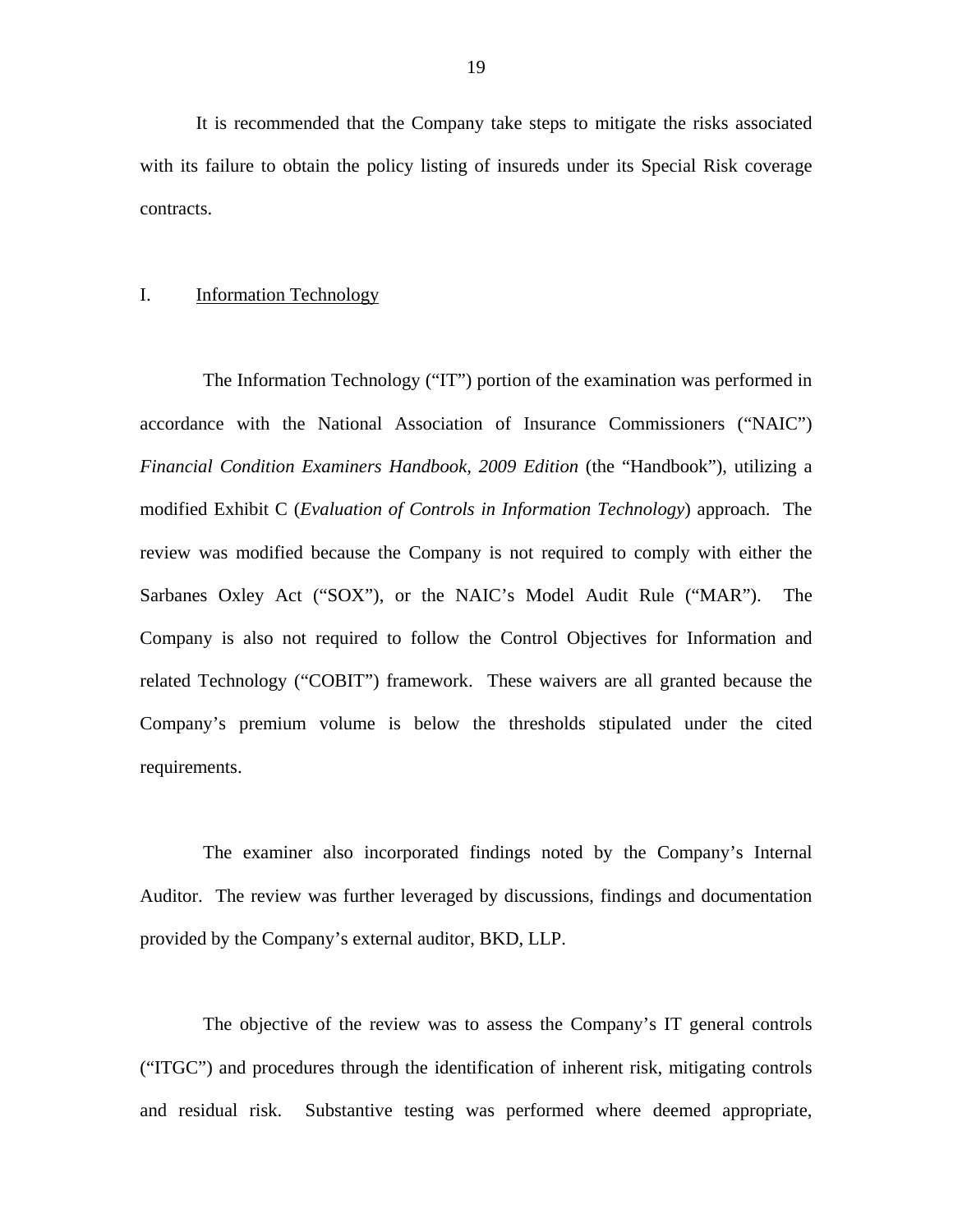It is recommended that the Company take steps to mitigate the risks associated with its failure to obtain the policy listing of insureds under its Special Risk coverage contracts.

## I. Information Technology

The Information Technology ("IT") portion of the examination was performed in accordance with the National Association of Insurance Commissioners ("NAIC") *Financial Condition Examiners Handbook, 2009 Edition* (the "Handbook"), utilizing a modified Exhibit C (*Evaluation of Controls in Information Technology*) approach. The review was modified because the Company is not required to comply with either the Sarbanes Oxley Act ("SOX"), or the NAIC's Model Audit Rule ("MAR"). The Company is also not required to follow the Control Objectives for Information and related Technology ("COBIT") framework. These waivers are all granted because the Company's premium volume is below the thresholds stipulated under the cited requirements.

The examiner also incorporated findings noted by the Company's Internal Auditor. The review was further leveraged by discussions, findings and documentation provided by the Company's external auditor, BKD, LLP.

The objective of the review was to assess the Company's IT general controls ("ITGC") and procedures through the identification of inherent risk, mitigating controls and residual risk. Substantive testing was performed where deemed appropriate,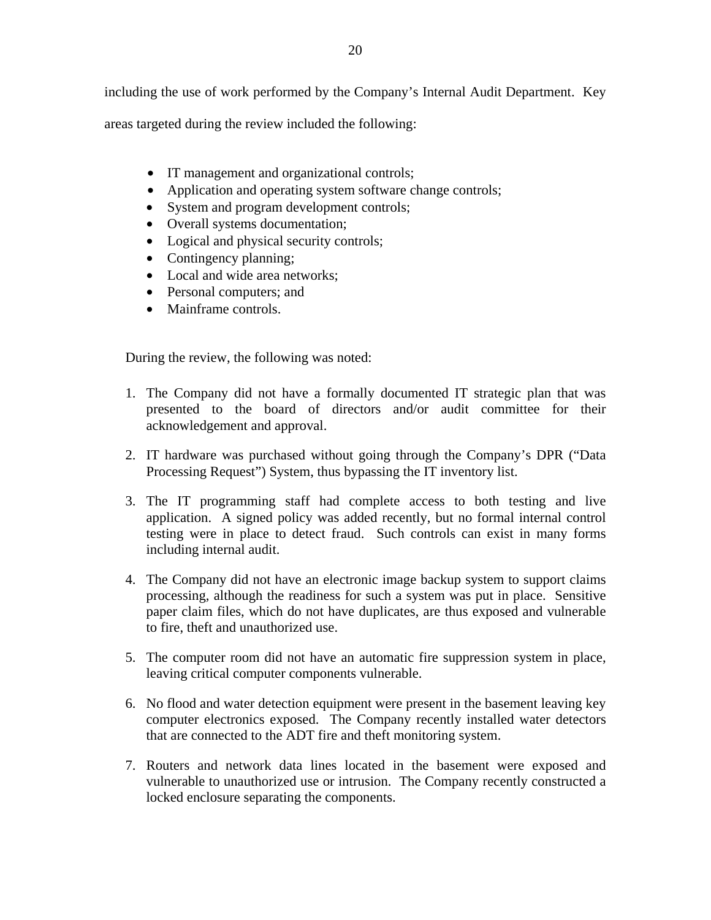including the use of work performed by the Company's Internal Audit Department. Key areas targeted during the review included the following:

- IT management and organizational controls;
- Application and operating system software change controls;
- System and program development controls;
- Overall systems documentation;
- Logical and physical security controls;
- Contingency planning;
- Local and wide area networks;
- Personal computers; and
- Mainframe controls.

During the review, the following was noted:

1. The Company did not have a formally documented IT strategic plan that was presented to the board of directors and/or audit committee for their acknowledgement and approval.

2. IT hardware was purchased without going through the Company's DPR ("Data Processing Request") System, thus bypassing the IT inventory list.

3. The IT programming staff had complete access to both testing and live application. A signed policy was added recently, but no formal internal control testing were in place to detect fraud. Such controls can exist in many forms including internal audit.

4. The Company did not have an electronic image backup system to support claims processing, although the readiness for such a system was put in place. Sensitive paper claim files, which do not have duplicates, are thus exposed and vulnerable to fire, theft and unauthorized use.

5. The computer room did not have an automatic fire suppression system in place, leaving critical computer components vulnerable.

6. No flood and water detection equipment were present in the basement leaving key computer electronics exposed. The Company recently installed water detectors that are connected to the ADT fire and theft monitoring system.

7. Routers and network data lines located in the basement were exposed and vulnerable to unauthorized use or intrusion. The Company recently constructed a locked enclosure separating the components.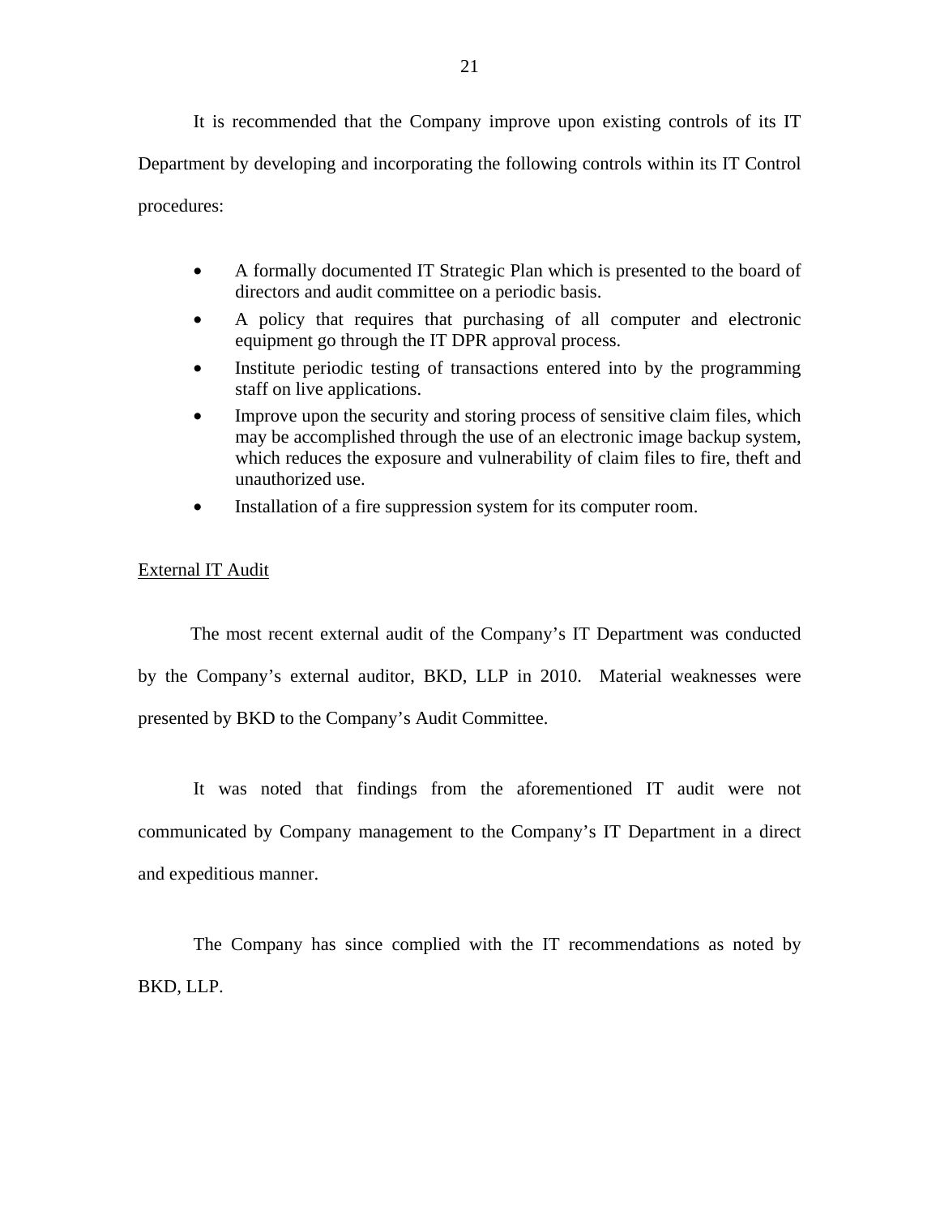It is recommended that the Company improve upon existing controls of its IT Department by developing and incorporating the following controls within its IT Control procedures:

- A formally documented IT Strategic Plan which is presented to the board of directors and audit committee on a periodic basis.
- A policy that requires that purchasing of all computer and electronic equipment go through the IT DPR approval process.
- Institute periodic testing of transactions entered into by the programming staff on live applications.
- Improve upon the security and storing process of sensitive claim files, which may be accomplished through the use of an electronic image backup system, which reduces the exposure and vulnerability of claim files to fire, theft and unauthorized use.
- Installation of a fire suppression system for its computer room.

<u>External IT Audit</u>

The most recent external audit of the Company's IT Department was conducted by the Company's external auditor, BKD, LLP in 2010. Material weaknesses were presented by BKD to the Company's Audit Committee.

It was noted that findings from the aforementioned IT audit were not communicated by Company management to the Company's IT Department in a direct and expeditious manner.

The Company has since complied with the IT recommendations as noted by BKD, LLP.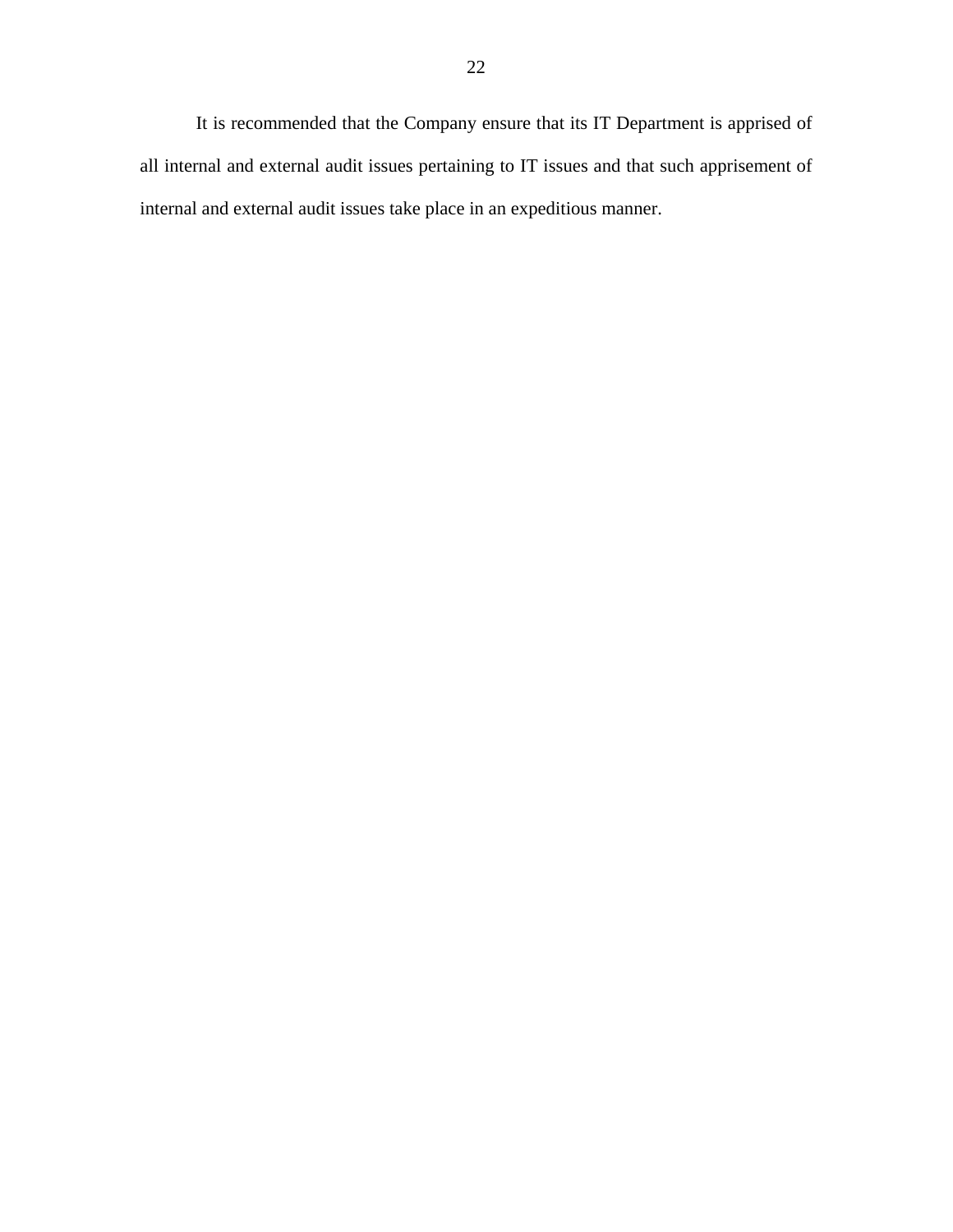It is recommended that the Company ensure that its IT Department is apprised of all internal and external audit issues pertaining to IT issues and that such apprisement of internal and external audit issues take place in an expeditious manner.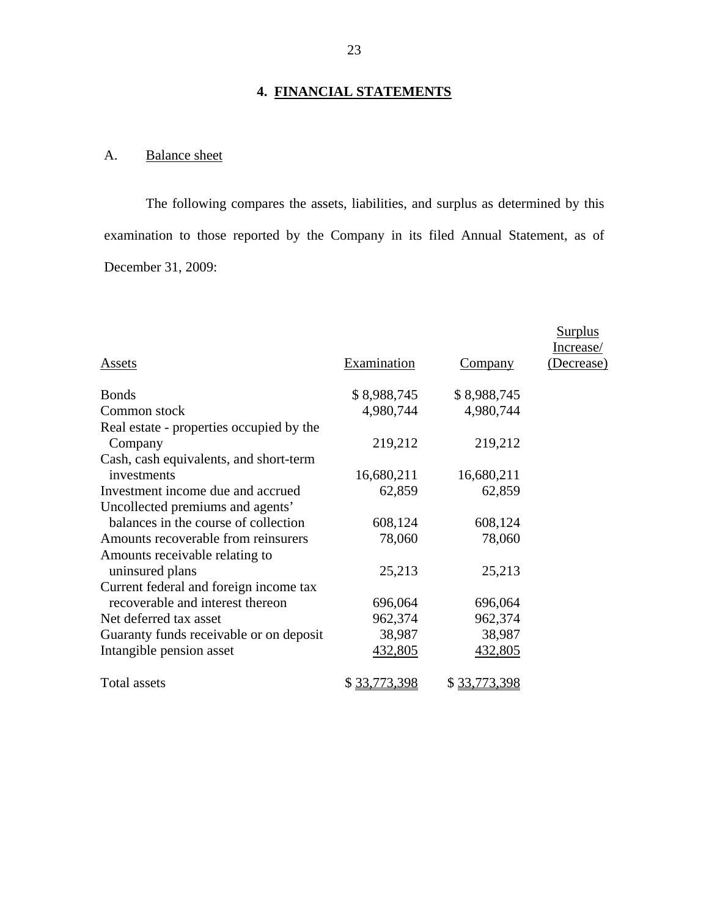## 4. FINANCIAL STATEMENTS

### A. Balance sheet

The following compares the assets, liabilities, and surplus as determined by this examination to those reported by the Company in its filed Annual Statement, as of December 31, 2009:

| Assets | Examination | Company | Surplus Increase/ (Decrease) |
|---|---|---|---|
| Bonds | $ 8,988,745 | $ 8,988,745 | |
| Common stock | 4,980,744 | 4,980,744 | |
| Real estate - properties occupied by the Company | 219,212 | 219,212 | |
| Cash, cash equivalents, and short-term investments | 16,680,211 | 16,680,211 | |
| Investment income due and accrued | 62,859 | 62,859 | |
| Uncollected premiums and agents' balances in the course of collection | 608,124 | 608,124 | |
| Amounts recoverable from reinsurers | 78,060 | 78,060 | |
| Amounts receivable relating to uninsured plans | 25,213 | 25,213 | |
| Current federal and foreign income tax recoverable and interest thereon | 696,064 | 696,064 | |
| Net deferred tax asset | 962,374 | 962,374 | |
| Guaranty funds receivable or on deposit | 38,987 | 38,987 | |
| Intangible pension asset | 432,805 | 432,805 | |
| Total assets | $ 33,773,398 | $ 33,773,398 | |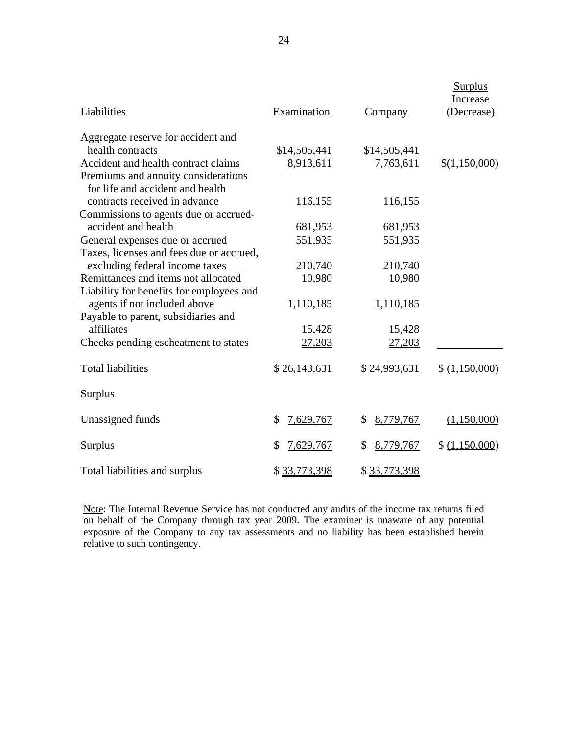| Liabilities | Examination | Company | Surplus Increase (Decrease) |
|---|---|---|---|
| Aggregate reserve for accident and health contracts | $14,505,441 | $14,505,441 | |
| Accident and health contract claims | 8,913,611 | 7,763,611 | $(1,150,000) |
| Premiums and annuity considerations for life and accident and health contracts received in advance | 116,155 | 116,155 | |
| Commissions to agents due or accrued-accident and health | 681,953 | 681,953 | |
| General expenses due or accrued | 551,935 | 551,935 | |
| Taxes, licenses and fees due or accrued, excluding federal income taxes | 210,740 | 210,740 | |
| Remittances and items not allocated | 10,980 | 10,980 | |
| Liability for benefits for employees and agents if not included above | 1,110,185 | 1,110,185 | |
| Payable to parent, subsidiaries and affiliates | 15,428 | 15,428 | |
| Checks pending escheatment to states | 27,203 | 27,203 | |
| Total liabilities | $ 26,143,631 | $ 24,993,631 | $ (1,150,000) |
| Surplus | | | |
| Unassigned funds | $ 7,629,767 | $ 8,779,767 | (1,150,000) |
| Surplus | $ 7,629,767 | $ 8,779,767 | $ (1,150,000) |
| Total liabilities and surplus | $ 33,773,398 | $ 33,773,398 | |

Note: The Internal Revenue Service has not conducted any audits of the income tax returns filed on behalf of the Company through tax year 2009. The examiner is unaware of any potential exposure of the Company to any tax assessments and no liability has been established herein relative to such contingency.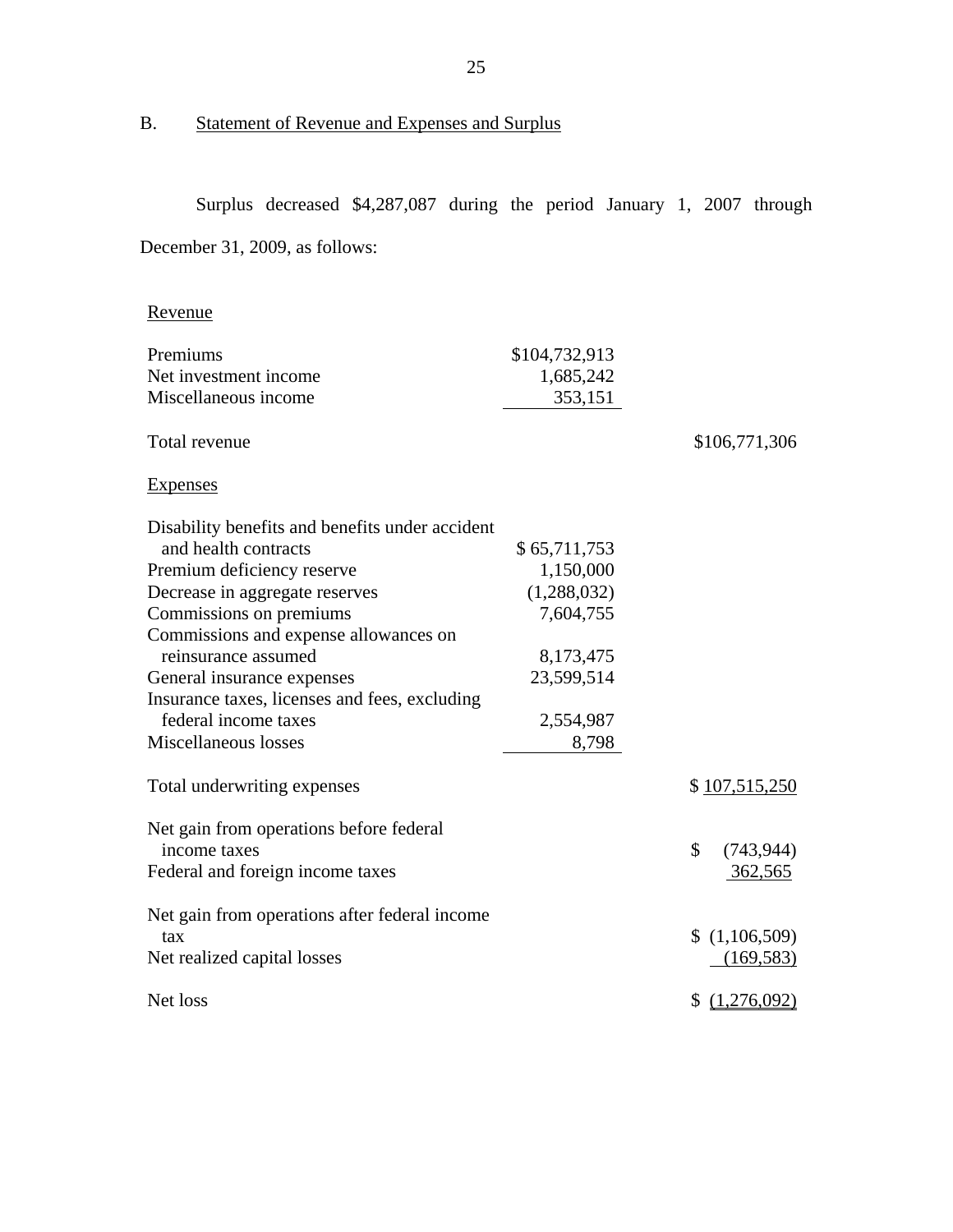## B. Statement of Revenue and Expenses and Surplus

Surplus decreased $4,287,087 during the period January 1, 2007 through December 31, 2009, as follows:

| | | |
|---|---|---|
| Revenue | | |
| Premiums | $104,732,913 | |
| Net investment income | 1,685,242 | |
| Miscellaneous income | 353,151 | |
| Total revenue | | $106,771,306 |
| Expenses | | |
| Disability benefits and benefits under accident and health contracts | $ 65,711,753 | |
| Premium deficiency reserve | 1,150,000 | |
| Decrease in aggregate reserves | (1,288,032) | |
| Commissions on premiums | 7,604,755 | |
| Commissions and expense allowances on reinsurance assumed | 8,173,475 | |
| General insurance expenses | 23,599,514 | |
| Insurance taxes, licenses and fees, excluding federal income taxes | 2,554,987 | |
| Miscellaneous losses | 8,798 | |
| Total underwriting expenses | | $ 107,515,250 |
| Net gain from operations before federal income taxes | | $ (743,944) |
| Federal and foreign income taxes | | 362,565 |
| Net gain from operations after federal income tax | | $ (1,106,509) |
| Net realized capital losses | | (169,583) |
| Net loss | | $ (1,276,092) |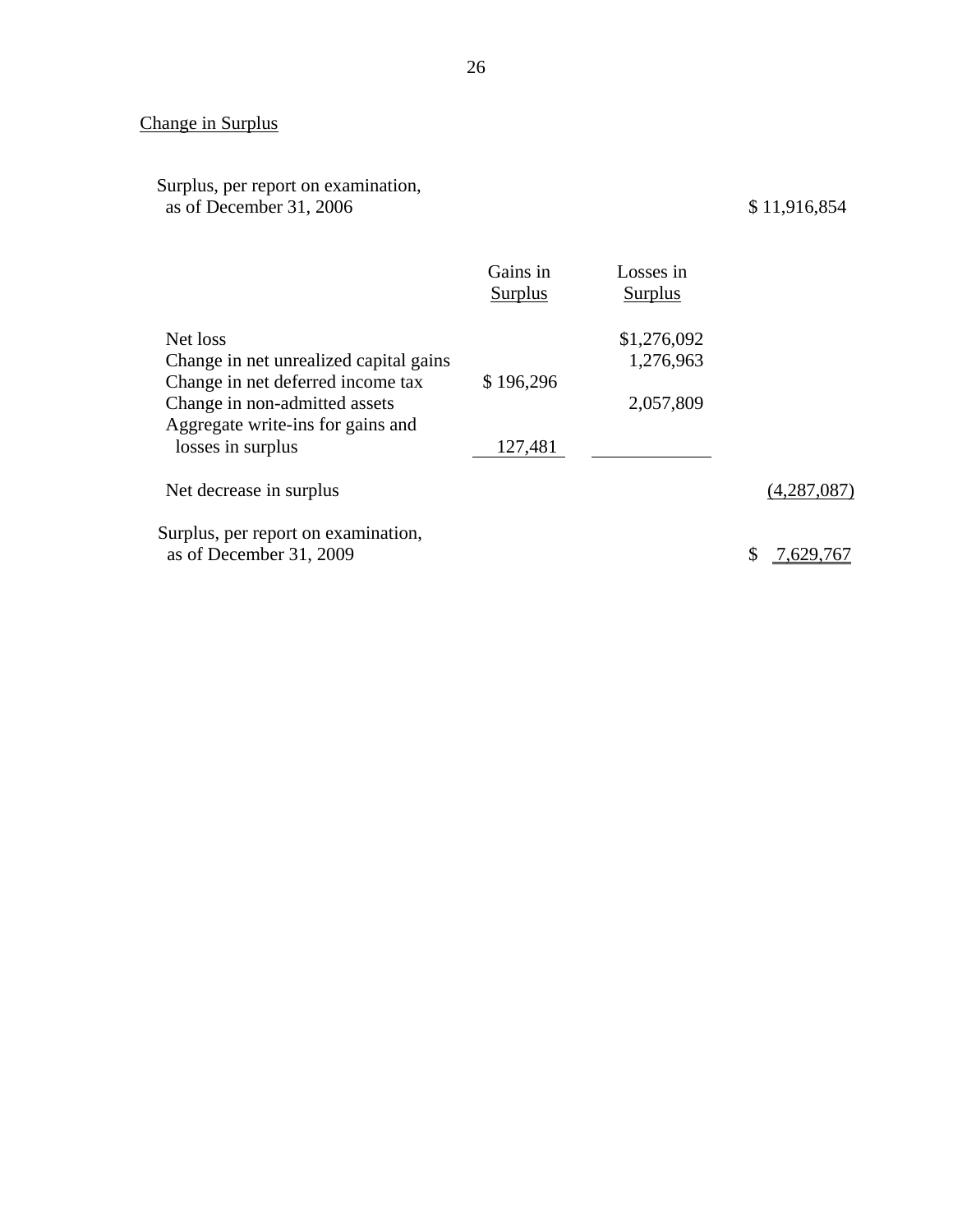## Change in Surplus

| | Gains in Surplus | Losses in Surplus | |
|---|---|---|---|
| Surplus, per report on examination, as of December 31, 2006 | | | $ 11,916,854 |
| Net loss | | $1,276,092 | |
| Change in net unrealized capital gains | | 1,276,963 | |
| Change in net deferred income tax | $ 196,296 | | |
| Change in non-admitted assets | | 2,057,809 | |
| Aggregate write-ins for gains and losses in surplus | 127,481 | | |
| Net decrease in surplus | | | (4,287,087) |
| Surplus, per report on examination, as of December 31, 2009 | | | $ 7,629,767 |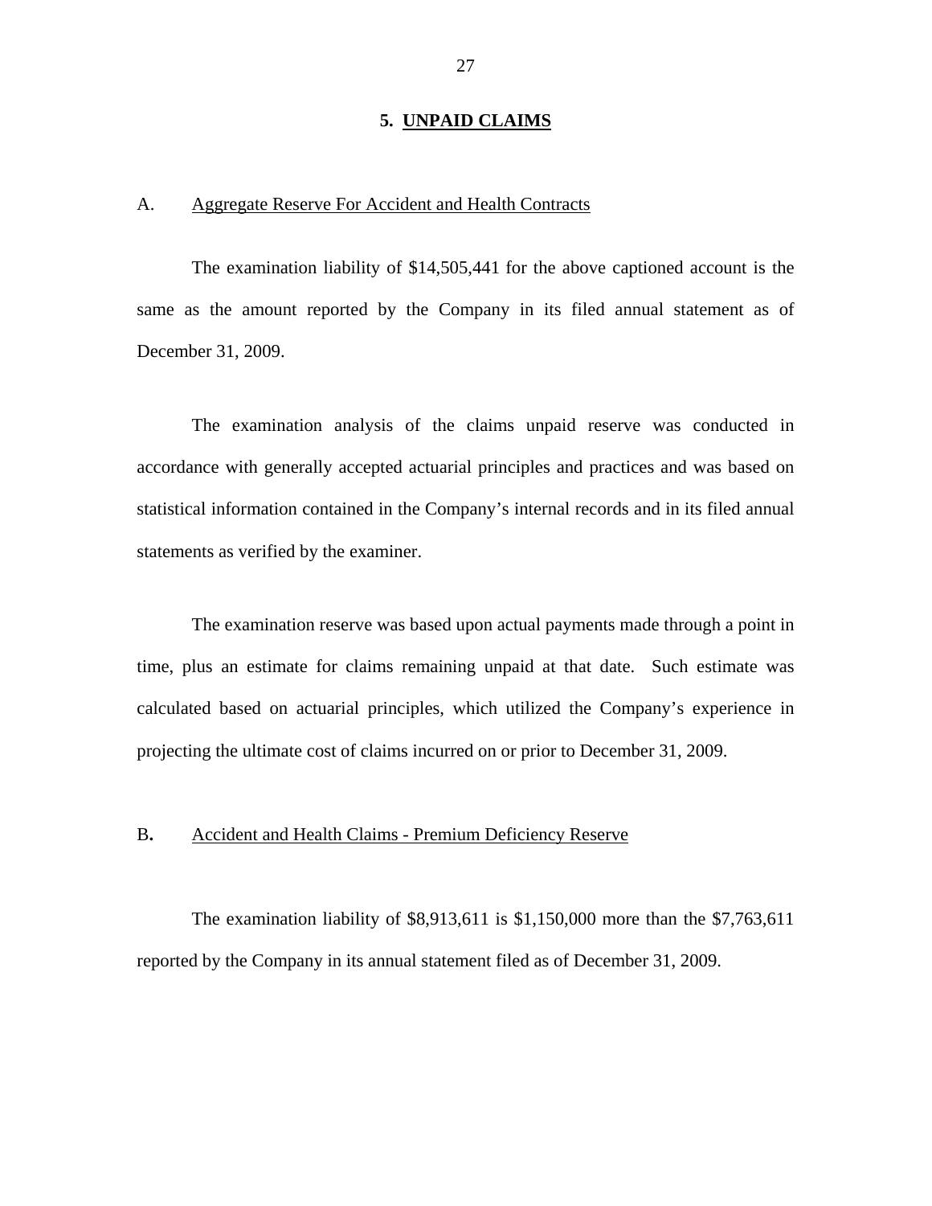## 5. UNPAID CLAIMS

### A. Aggregate Reserve For Accident and Health Contracts

The examination liability of $14,505,441 for the above captioned account is the same as the amount reported by the Company in its filed annual statement as of December 31, 2009.

The examination analysis of the claims unpaid reserve was conducted in accordance with generally accepted actuarial principles and practices and was based on statistical information contained in the Company's internal records and in its filed annual statements as verified by the examiner.

The examination reserve was based upon actual payments made through a point in time, plus an estimate for claims remaining unpaid at that date. Such estimate was calculated based on actuarial principles, which utilized the Company's experience in projecting the ultimate cost of claims incurred on or prior to December 31, 2009.

### B. Accident and Health Claims - Premium Deficiency Reserve

The examination liability of $8,913,611 is $1,150,000 more than the $7,763,611 reported by the Company in its annual statement filed as of December 31, 2009.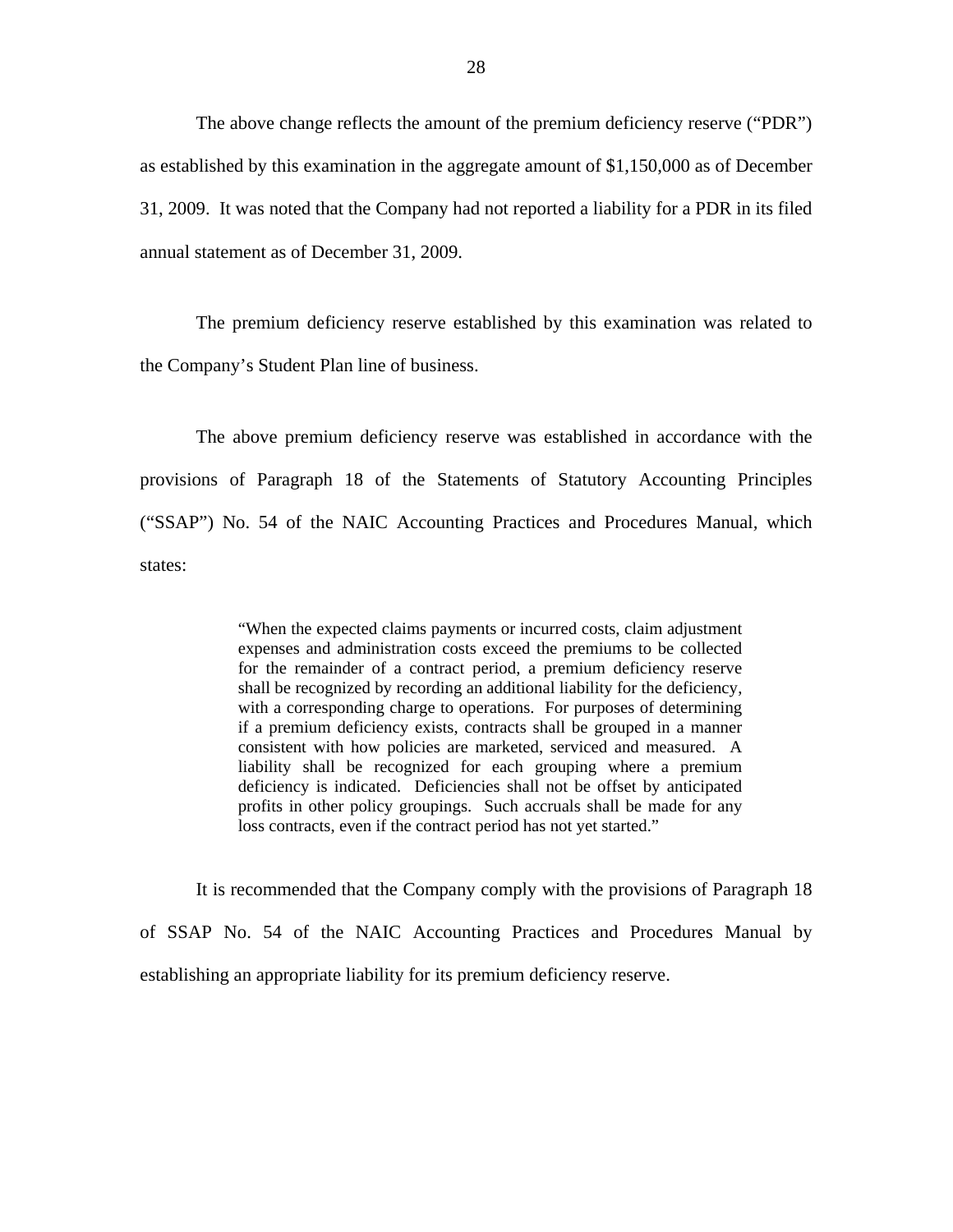The above change reflects the amount of the premium deficiency reserve ("PDR") as established by this examination in the aggregate amount of $1,150,000 as of December 31, 2009. It was noted that the Company had not reported a liability for a PDR in its filed annual statement as of December 31, 2009.

The premium deficiency reserve established by this examination was related to the Company's Student Plan line of business.

The above premium deficiency reserve was established in accordance with the provisions of Paragraph 18 of the Statements of Statutory Accounting Principles ("SSAP") No. 54 of the NAIC Accounting Practices and Procedures Manual, which states:

> "When the expected claims payments or incurred costs, claim adjustment expenses and administration costs exceed the premiums to be collected for the remainder of a contract period, a premium deficiency reserve shall be recognized by recording an additional liability for the deficiency, with a corresponding charge to operations. For purposes of determining if a premium deficiency exists, contracts shall be grouped in a manner consistent with how policies are marketed, serviced and measured. A liability shall be recognized for each grouping where a premium deficiency is indicated. Deficiencies shall not be offset by anticipated profits in other policy groupings. Such accruals shall be made for any loss contracts, even if the contract period has not yet started."

It is recommended that the Company comply with the provisions of Paragraph 18 of SSAP No. 54 of the NAIC Accounting Practices and Procedures Manual by establishing an appropriate liability for its premium deficiency reserve.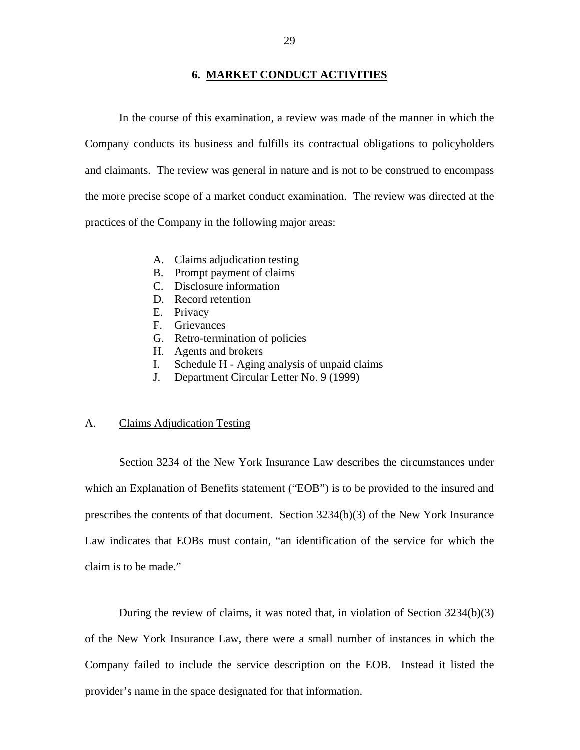## 6. MARKET CONDUCT ACTIVITIES

In the course of this examination, a review was made of the manner in which the Company conducts its business and fulfills its contractual obligations to policyholders and claimants. The review was general in nature and is not to be construed to encompass the more precise scope of a market conduct examination. The review was directed at the practices of the Company in the following major areas:

A. Claims adjudication testing
B. Prompt payment of claims
C. Disclosure information
D. Record retention
E. Privacy
F. Grievances
G. Retro-termination of policies
H. Agents and brokers
I. Schedule H - Aging analysis of unpaid claims
J. Department Circular Letter No. 9 (1999)

### A. Claims Adjudication Testing

Section 3234 of the New York Insurance Law describes the circumstances under which an Explanation of Benefits statement ("EOB") is to be provided to the insured and prescribes the contents of that document. Section 3234(b)(3) of the New York Insurance Law indicates that EOBs must contain, "an identification of the service for which the claim is to be made."

During the review of claims, it was noted that, in violation of Section 3234(b)(3) of the New York Insurance Law, there were a small number of instances in which the Company failed to include the service description on the EOB. Instead it listed the provider's name in the space designated for that information.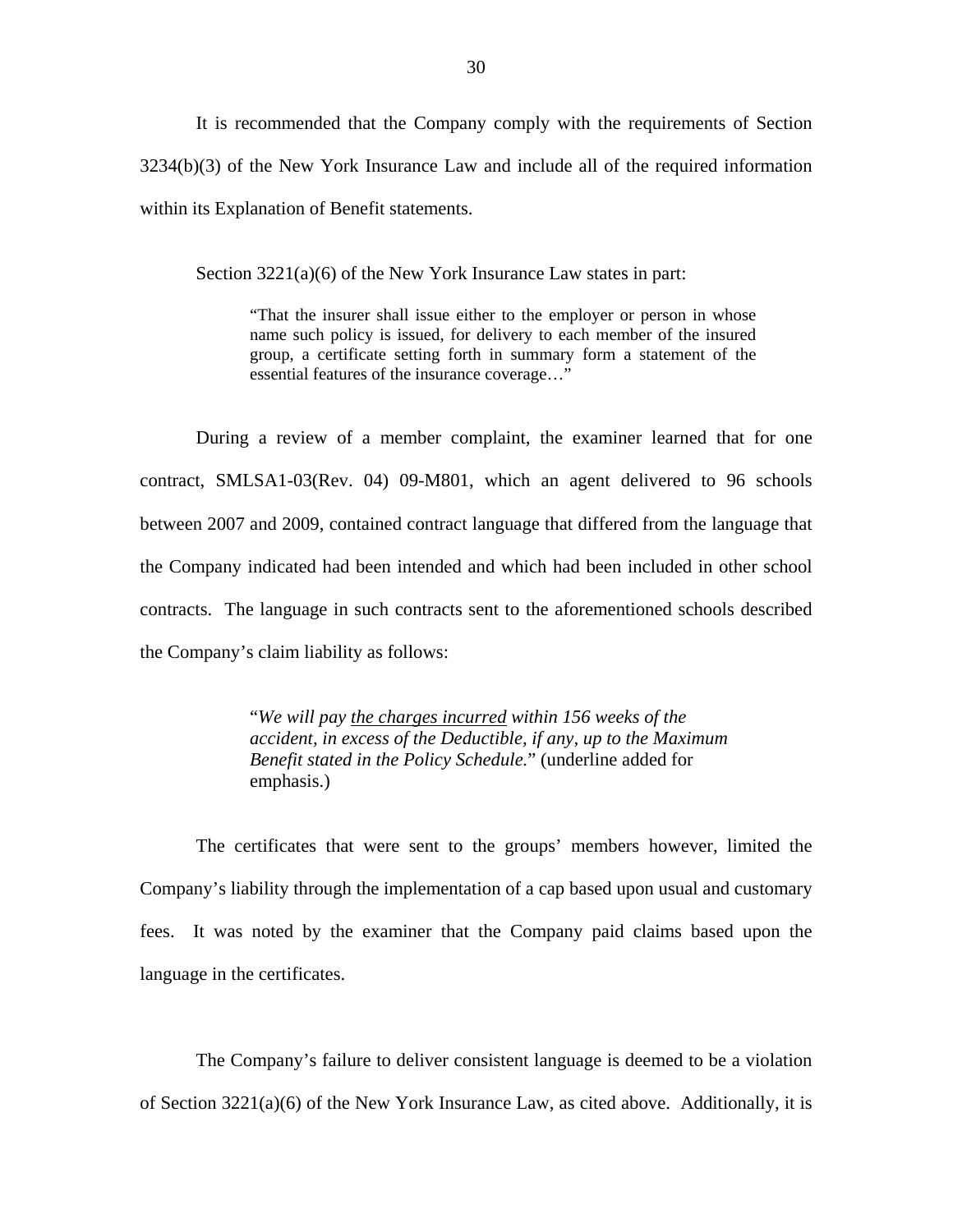It is recommended that the Company comply with the requirements of Section 3234(b)(3) of the New York Insurance Law and include all of the required information within its Explanation of Benefit statements.

Section 3221(a)(6) of the New York Insurance Law states in part:

> "That the insurer shall issue either to the employer or person in whose name such policy is issued, for delivery to each member of the insured group, a certificate setting forth in summary form a statement of the essential features of the insurance coverage…"

During a review of a member complaint, the examiner learned that for one contract, SMLSA1-03(Rev. 04) 09-M801, which an agent delivered to 96 schools between 2007 and 2009, contained contract language that differed from the language that the Company indicated had been intended and which had been included in other school contracts. The language in such contracts sent to the aforementioned schools described the Company's claim liability as follows:

> "*We will pay <u>the charges incurred</u> within 156 weeks of the accident, in excess of the Deductible, if any, up to the Maximum Benefit stated in the Policy Schedule.*" (underline added for emphasis.)

The certificates that were sent to the groups' members however, limited the Company's liability through the implementation of a cap based upon usual and customary fees. It was noted by the examiner that the Company paid claims based upon the language in the certificates.

The Company's failure to deliver consistent language is deemed to be a violation of Section 3221(a)(6) of the New York Insurance Law, as cited above. Additionally, it is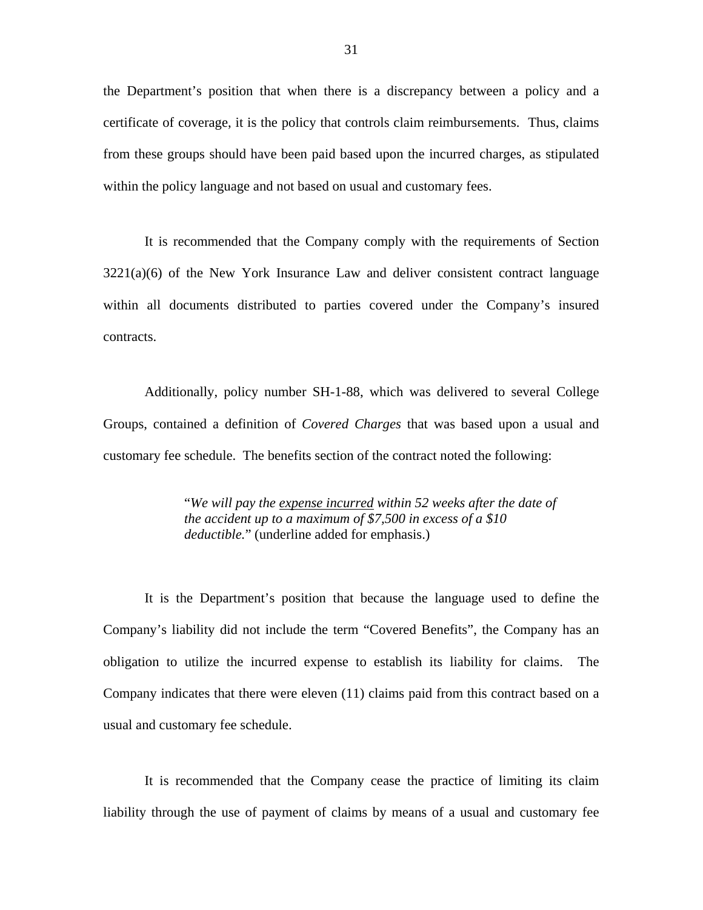the Department's position that when there is a discrepancy between a policy and a certificate of coverage, it is the policy that controls claim reimbursements. Thus, claims from these groups should have been paid based upon the incurred charges, as stipulated within the policy language and not based on usual and customary fees.

It is recommended that the Company comply with the requirements of Section 3221(a)(6) of the New York Insurance Law and deliver consistent contract language within all documents distributed to parties covered under the Company's insured contracts.

Additionally, policy number SH-1-88, which was delivered to several College Groups, contained a definition of *Covered Charges* that was based upon a usual and customary fee schedule. The benefits section of the contract noted the following:

> "*We will pay the* <u>*expense incurred*</u> *within 52 weeks after the date of the accident up to a maximum of $7,500 in excess of a $10 deductible.*" (underline added for emphasis.)

It is the Department's position that because the language used to define the Company's liability did not include the term "Covered Benefits", the Company has an obligation to utilize the incurred expense to establish its liability for claims. The Company indicates that there were eleven (11) claims paid from this contract based on a usual and customary fee schedule.

It is recommended that the Company cease the practice of limiting its claim liability through the use of payment of claims by means of a usual and customary fee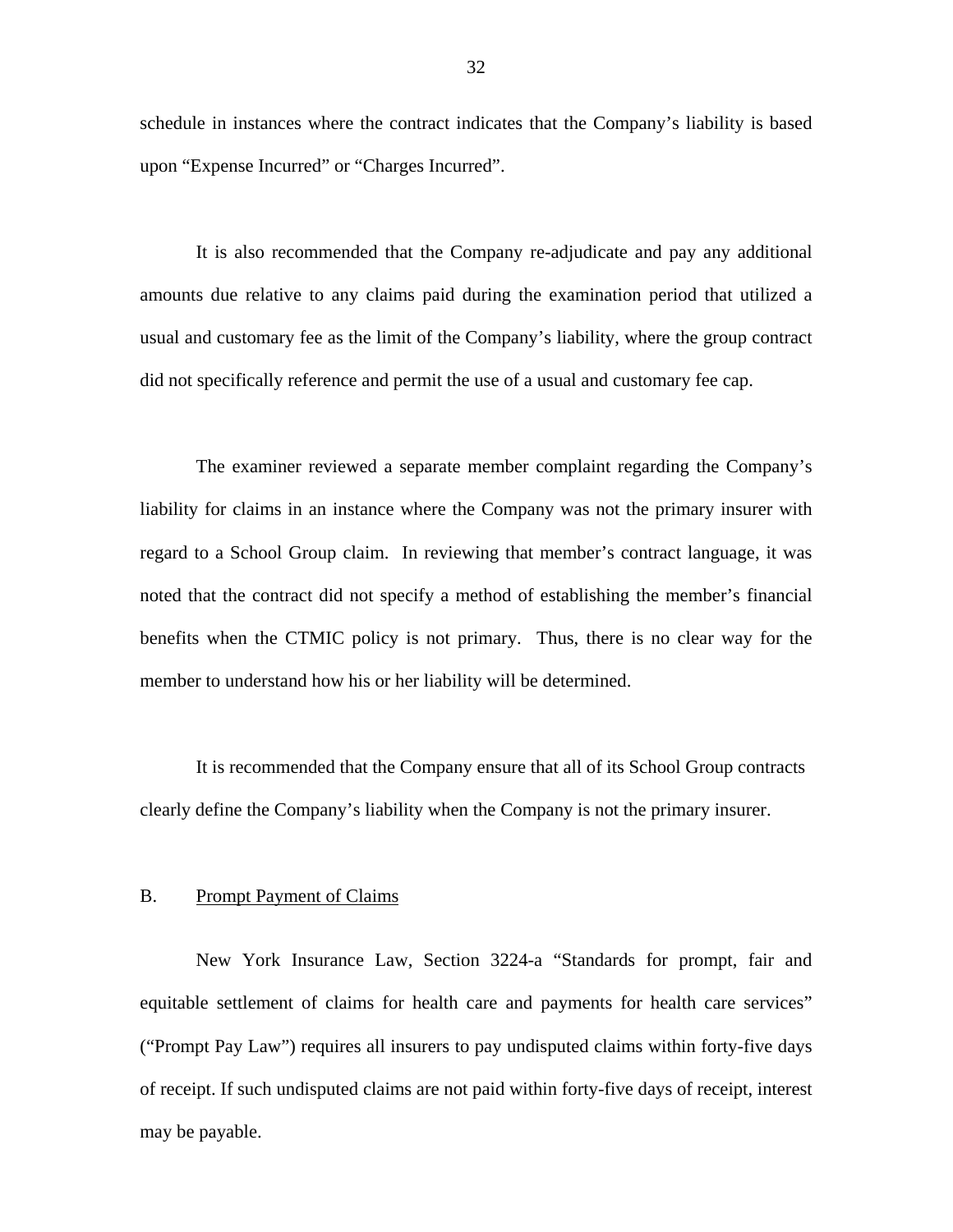schedule in instances where the contract indicates that the Company's liability is based upon "Expense Incurred" or "Charges Incurred".

It is also recommended that the Company re-adjudicate and pay any additional amounts due relative to any claims paid during the examination period that utilized a usual and customary fee as the limit of the Company's liability, where the group contract did not specifically reference and permit the use of a usual and customary fee cap.

The examiner reviewed a separate member complaint regarding the Company's liability for claims in an instance where the Company was not the primary insurer with regard to a School Group claim. In reviewing that member's contract language, it was noted that the contract did not specify a method of establishing the member's financial benefits when the CTMIC policy is not primary. Thus, there is no clear way for the member to understand how his or her liability will be determined.

It is recommended that the Company ensure that all of its School Group contracts clearly define the Company's liability when the Company is not the primary insurer.

## B. Prompt Payment of Claims

New York Insurance Law, Section 3224-a "Standards for prompt, fair and equitable settlement of claims for health care and payments for health care services" ("Prompt Pay Law") requires all insurers to pay undisputed claims within forty-five days of receipt. If such undisputed claims are not paid within forty-five days of receipt, interest may be payable.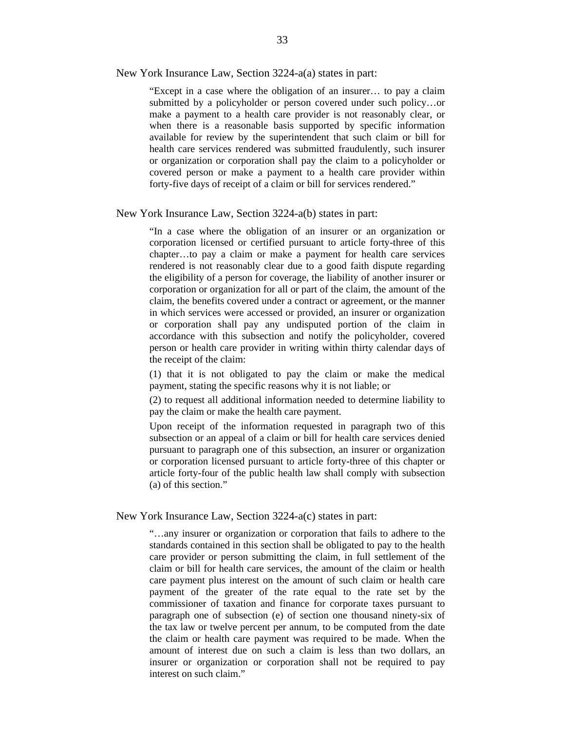New York Insurance Law, Section 3224-a(a) states in part:

> "Except in a case where the obligation of an insurer… to pay a claim submitted by a policyholder or person covered under such policy…or make a payment to a health care provider is not reasonably clear, or when there is a reasonable basis supported by specific information available for review by the superintendent that such claim or bill for health care services rendered was submitted fraudulently, such insurer or organization or corporation shall pay the claim to a policyholder or covered person or make a payment to a health care provider within forty-five days of receipt of a claim or bill for services rendered."

New York Insurance Law, Section 3224-a(b) states in part:

> "In a case where the obligation of an insurer or an organization or corporation licensed or certified pursuant to article forty-three of this chapter…to pay a claim or make a payment for health care services rendered is not reasonably clear due to a good faith dispute regarding the eligibility of a person for coverage, the liability of another insurer or corporation or organization for all or part of the claim, the amount of the claim, the benefits covered under a contract or agreement, or the manner in which services were accessed or provided, an insurer or organization or corporation shall pay any undisputed portion of the claim in accordance with this subsection and notify the policyholder, covered person or health care provider in writing within thirty calendar days of the receipt of the claim:
>
> (1) that it is not obligated to pay the claim or make the medical payment, stating the specific reasons why it is not liable; or
>
> (2) to request all additional information needed to determine liability to pay the claim or make the health care payment.
>
> Upon receipt of the information requested in paragraph two of this subsection or an appeal of a claim or bill for health care services denied pursuant to paragraph one of this subsection, an insurer or organization or corporation licensed pursuant to article forty-three of this chapter or article forty-four of the public health law shall comply with subsection (a) of this section."

New York Insurance Law, Section 3224-a(c) states in part:

> "…any insurer or organization or corporation that fails to adhere to the standards contained in this section shall be obligated to pay to the health care provider or person submitting the claim, in full settlement of the claim or bill for health care services, the amount of the claim or health care payment plus interest on the amount of such claim or health care payment of the greater of the rate equal to the rate set by the commissioner of taxation and finance for corporate taxes pursuant to paragraph one of subsection (e) of section one thousand ninety-six of the tax law or twelve percent per annum, to be computed from the date the claim or health care payment was required to be made. When the amount of interest due on such a claim is less than two dollars, an insurer or organization or corporation shall not be required to pay interest on such claim."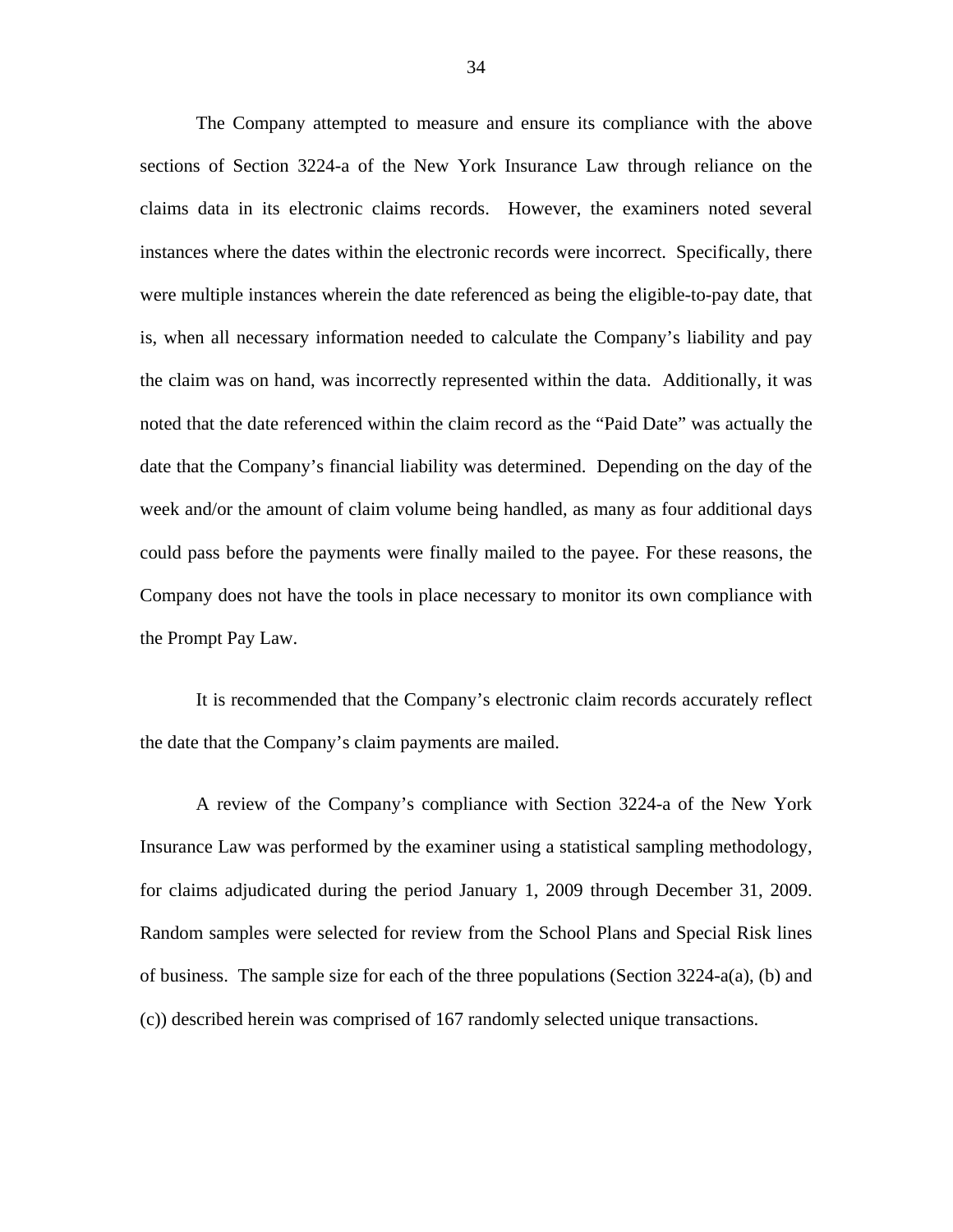The Company attempted to measure and ensure its compliance with the above sections of Section 3224-a of the New York Insurance Law through reliance on the claims data in its electronic claims records. However, the examiners noted several instances where the dates within the electronic records were incorrect. Specifically, there were multiple instances wherein the date referenced as being the eligible-to-pay date, that is, when all necessary information needed to calculate the Company's liability and pay the claim was on hand, was incorrectly represented within the data. Additionally, it was noted that the date referenced within the claim record as the "Paid Date" was actually the date that the Company's financial liability was determined. Depending on the day of the week and/or the amount of claim volume being handled, as many as four additional days could pass before the payments were finally mailed to the payee. For these reasons, the Company does not have the tools in place necessary to monitor its own compliance with the Prompt Pay Law.

It is recommended that the Company's electronic claim records accurately reflect the date that the Company's claim payments are mailed.

A review of the Company's compliance with Section 3224-a of the New York Insurance Law was performed by the examiner using a statistical sampling methodology, for claims adjudicated during the period January 1, 2009 through December 31, 2009. Random samples were selected for review from the School Plans and Special Risk lines of business. The sample size for each of the three populations (Section 3224-a(a), (b) and (c)) described herein was comprised of 167 randomly selected unique transactions.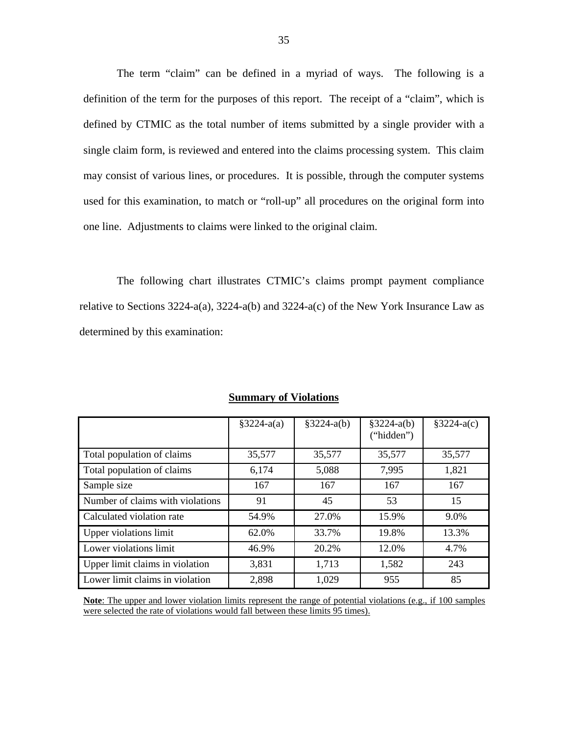The term "claim" can be defined in a myriad of ways. The following is a definition of the term for the purposes of this report. The receipt of a "claim", which is defined by CTMIC as the total number of items submitted by a single provider with a single claim form, is reviewed and entered into the claims processing system. This claim may consist of various lines, or procedures. It is possible, through the computer systems used for this examination, to match or "roll-up" all procedures on the original form into one line. Adjustments to claims were linked to the original claim.

The following chart illustrates CTMIC's claims prompt payment compliance relative to Sections 3224-a(a), 3224-a(b) and 3224-a(c) of the New York Insurance Law as determined by this examination:

**Summary of Violations**

| | §3224-a(a) | §3224-a(b) | §3224-a(b) ("hidden") | §3224-a(c) |
|---|---|---|---|---|
| Total population of claims | 35,577 | 35,577 | 35,577 | 35,577 |
| Total population of claims | 6,174 | 5,088 | 7,995 | 1,821 |
| Sample size | 167 | 167 | 167 | 167 |
| Number of claims with violations | 91 | 45 | 53 | 15 |
| Calculated violation rate | 54.9% | 27.0% | 15.9% | 9.0% |
| Upper violations limit | 62.0% | 33.7% | 19.8% | 13.3% |
| Lower violations limit | 46.9% | 20.2% | 12.0% | 4.7% |
| Upper limit claims in violation | 3,831 | 1,713 | 1,582 | 243 |
| Lower limit claims in violation | 2,898 | 1,029 | 955 | 85 |

**Note**: The upper and lower violation limits represent the range of potential violations (e.g., if 100 samples were selected the rate of violations would fall between these limits 95 times).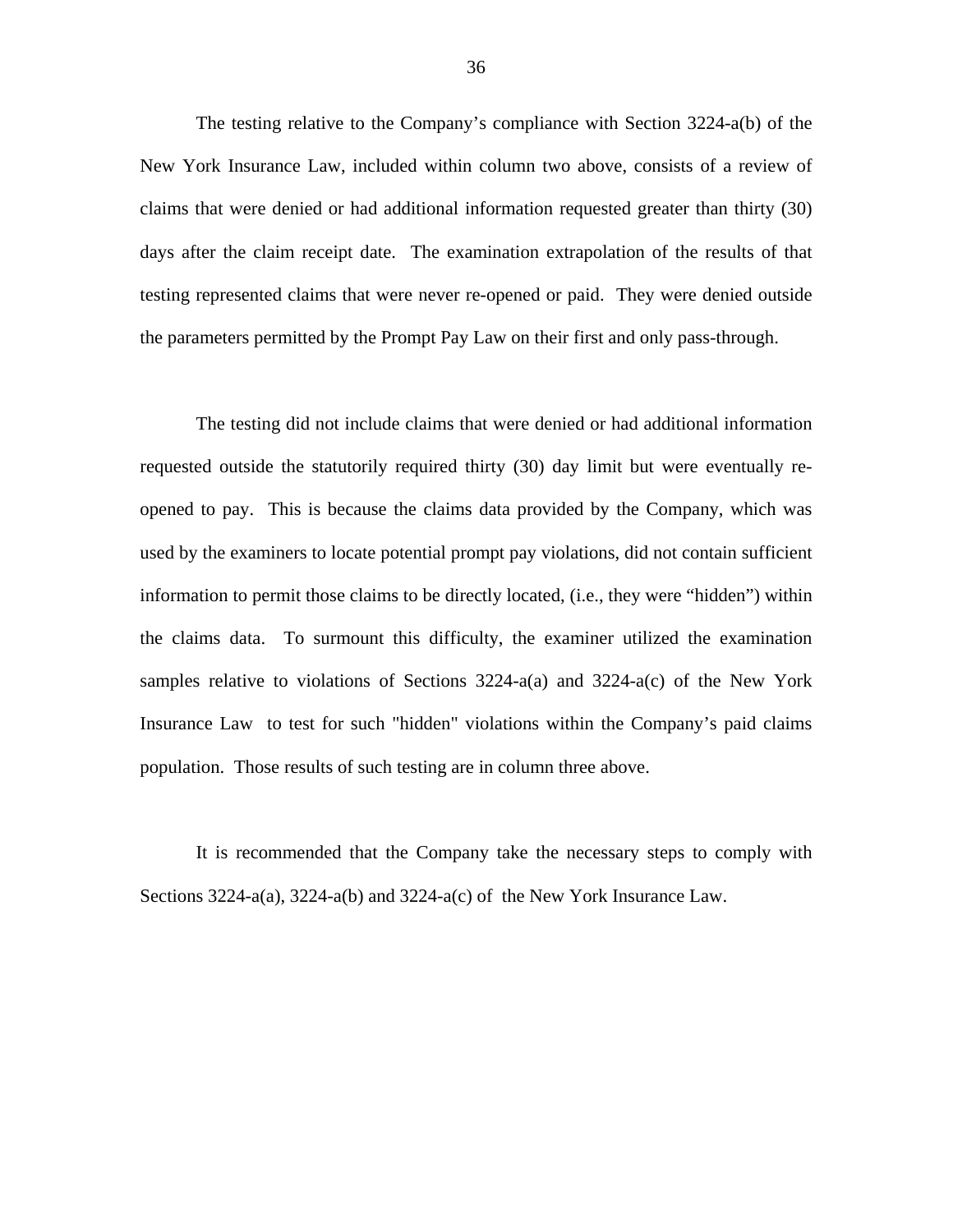The testing relative to the Company's compliance with Section 3224-a(b) of the New York Insurance Law, included within column two above, consists of a review of claims that were denied or had additional information requested greater than thirty (30) days after the claim receipt date. The examination extrapolation of the results of that testing represented claims that were never re-opened or paid. They were denied outside the parameters permitted by the Prompt Pay Law on their first and only pass-through.

The testing did not include claims that were denied or had additional information requested outside the statutorily required thirty (30) day limit but were eventually re-opened to pay. This is because the claims data provided by the Company, which was used by the examiners to locate potential prompt pay violations, did not contain sufficient information to permit those claims to be directly located, (i.e., they were "hidden") within the claims data. To surmount this difficulty, the examiner utilized the examination samples relative to violations of Sections 3224-a(a) and 3224-a(c) of the New York Insurance Law to test for such "hidden" violations within the Company's paid claims population. Those results of such testing are in column three above.

It is recommended that the Company take the necessary steps to comply with Sections 3224-a(a), 3224-a(b) and 3224-a(c) of the New York Insurance Law.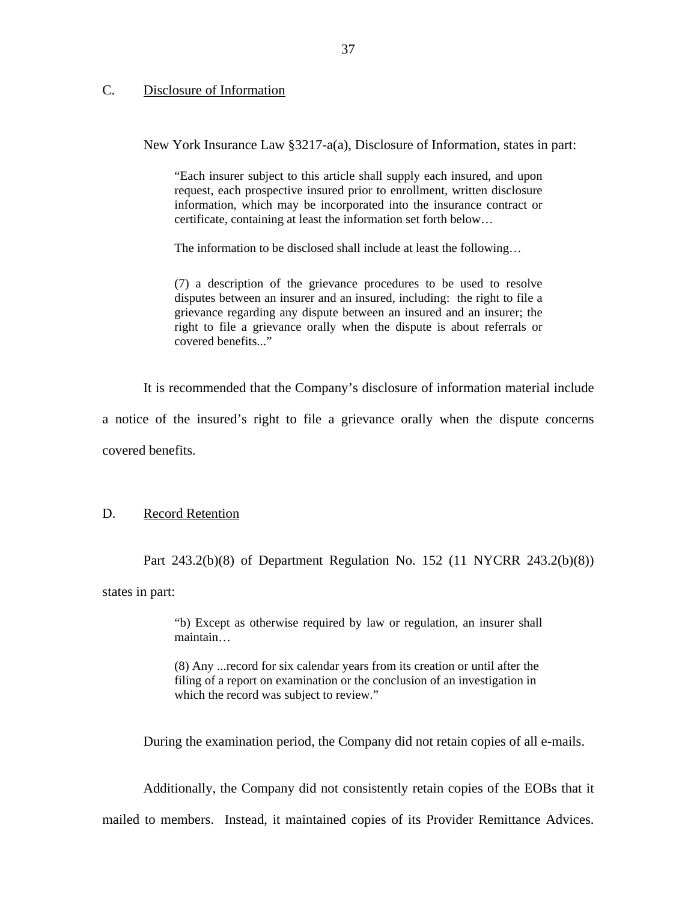## C. Disclosure of Information

New York Insurance Law §3217-a(a), Disclosure of Information, states in part:

> "Each insurer subject to this article shall supply each insured, and upon request, each prospective insured prior to enrollment, written disclosure information, which may be incorporated into the insurance contract or certificate, containing at least the information set forth below…
>
> The information to be disclosed shall include at least the following…
>
> (7) a description of the grievance procedures to be used to resolve disputes between an insurer and an insured, including: the right to file a grievance regarding any dispute between an insured and an insurer; the right to file a grievance orally when the dispute is about referrals or covered benefits..."

It is recommended that the Company's disclosure of information material include a notice of the insured's right to file a grievance orally when the dispute concerns covered benefits.

## D. Record Retention

Part 243.2(b)(8) of Department Regulation No. 152 (11 NYCRR 243.2(b)(8)) states in part:

> "b) Except as otherwise required by law or regulation, an insurer shall maintain…
>
> (8) Any ...record for six calendar years from its creation or until after the filing of a report on examination or the conclusion of an investigation in which the record was subject to review."

During the examination period, the Company did not retain copies of all e-mails.

Additionally, the Company did not consistently retain copies of the EOBs that it mailed to members. Instead, it maintained copies of its Provider Remittance Advices.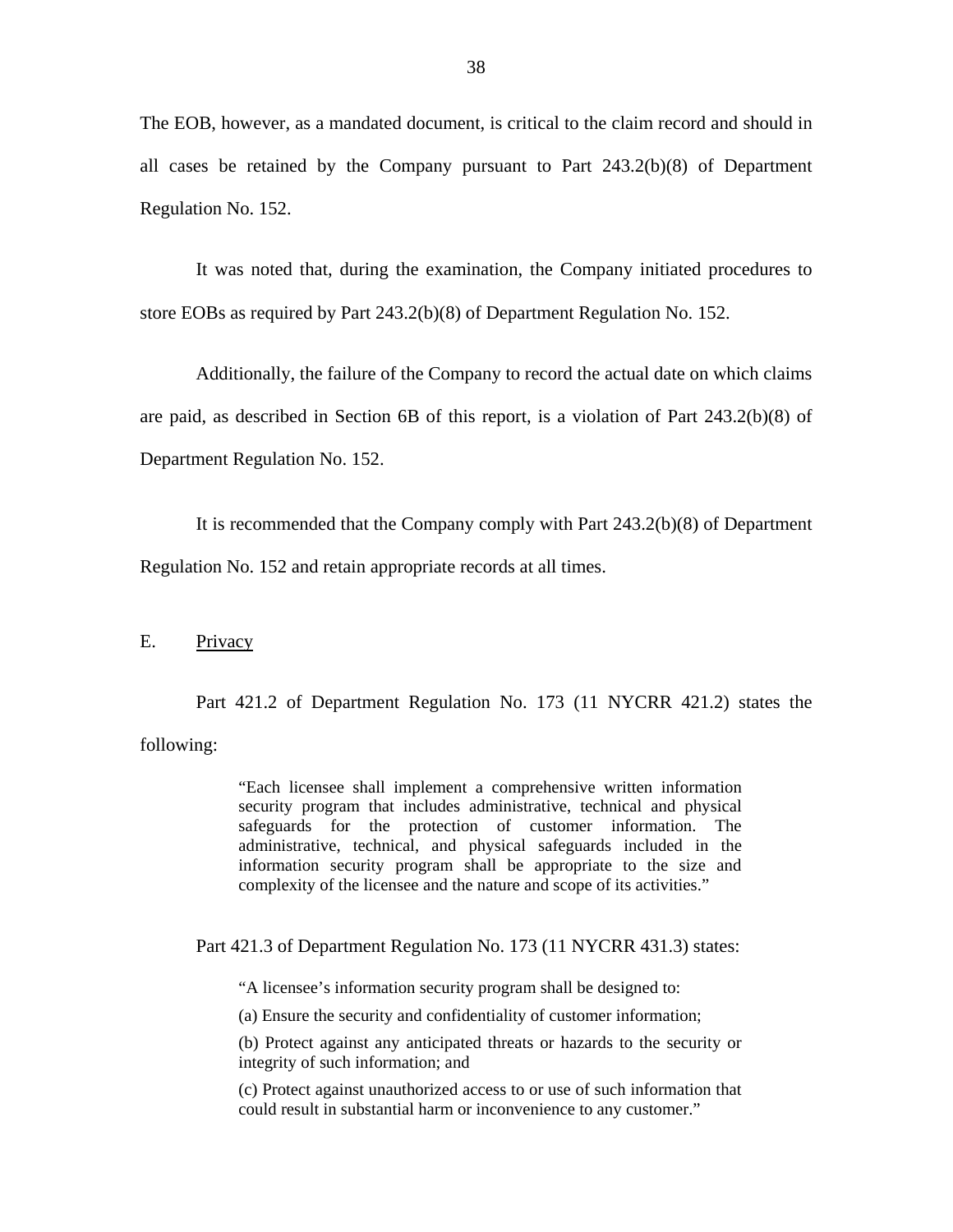The EOB, however, as a mandated document, is critical to the claim record and should in all cases be retained by the Company pursuant to Part 243.2(b)(8) of Department Regulation No. 152.

It was noted that, during the examination, the Company initiated procedures to store EOBs as required by Part 243.2(b)(8) of Department Regulation No. 152.

Additionally, the failure of the Company to record the actual date on which claims are paid, as described in Section 6B of this report, is a violation of Part 243.2(b)(8) of Department Regulation No. 152.

It is recommended that the Company comply with Part 243.2(b)(8) of Department Regulation No. 152 and retain appropriate records at all times.

E. <u>Privacy</u>

Part 421.2 of Department Regulation No. 173 (11 NYCRR 421.2) states the following:

> "Each licensee shall implement a comprehensive written information security program that includes administrative, technical and physical safeguards for the protection of customer information. The administrative, technical, and physical safeguards included in the information security program shall be appropriate to the size and complexity of the licensee and the nature and scope of its activities."

Part 421.3 of Department Regulation No. 173 (11 NYCRR 431.3) states:

> "A licensee's information security program shall be designed to:
>
> (a) Ensure the security and confidentiality of customer information;
>
> (b) Protect against any anticipated threats or hazards to the security or integrity of such information; and
>
> (c) Protect against unauthorized access to or use of such information that could result in substantial harm or inconvenience to any customer."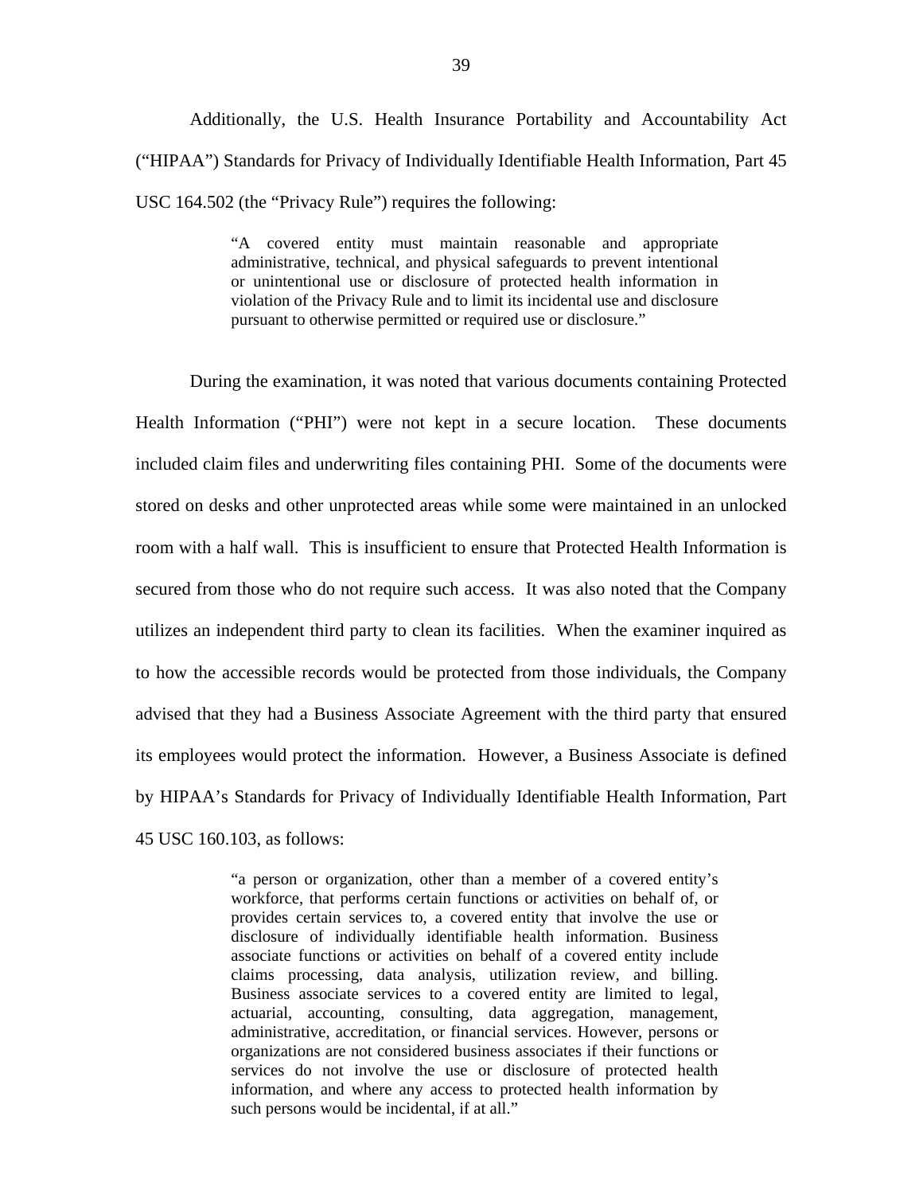Additionally, the U.S. Health Insurance Portability and Accountability Act ("HIPAA") Standards for Privacy of Individually Identifiable Health Information, Part 45 USC 164.502 (the "Privacy Rule") requires the following:

> "A covered entity must maintain reasonable and appropriate administrative, technical, and physical safeguards to prevent intentional or unintentional use or disclosure of protected health information in violation of the Privacy Rule and to limit its incidental use and disclosure pursuant to otherwise permitted or required use or disclosure."

During the examination, it was noted that various documents containing Protected Health Information ("PHI") were not kept in a secure location. These documents included claim files and underwriting files containing PHI. Some of the documents were stored on desks and other unprotected areas while some were maintained in an unlocked room with a half wall. This is insufficient to ensure that Protected Health Information is secured from those who do not require such access. It was also noted that the Company utilizes an independent third party to clean its facilities. When the examiner inquired as to how the accessible records would be protected from those individuals, the Company advised that they had a Business Associate Agreement with the third party that ensured its employees would protect the information. However, a Business Associate is defined by HIPAA's Standards for Privacy of Individually Identifiable Health Information, Part 45 USC 160.103, as follows:

> "a person or organization, other than a member of a covered entity's workforce, that performs certain functions or activities on behalf of, or provides certain services to, a covered entity that involve the use or disclosure of individually identifiable health information. Business associate functions or activities on behalf of a covered entity include claims processing, data analysis, utilization review, and billing. Business associate services to a covered entity are limited to legal, actuarial, accounting, consulting, data aggregation, management, administrative, accreditation, or financial services. However, persons or organizations are not considered business associates if their functions or services do not involve the use or disclosure of protected health information, and where any access to protected health information by such persons would be incidental, if at all."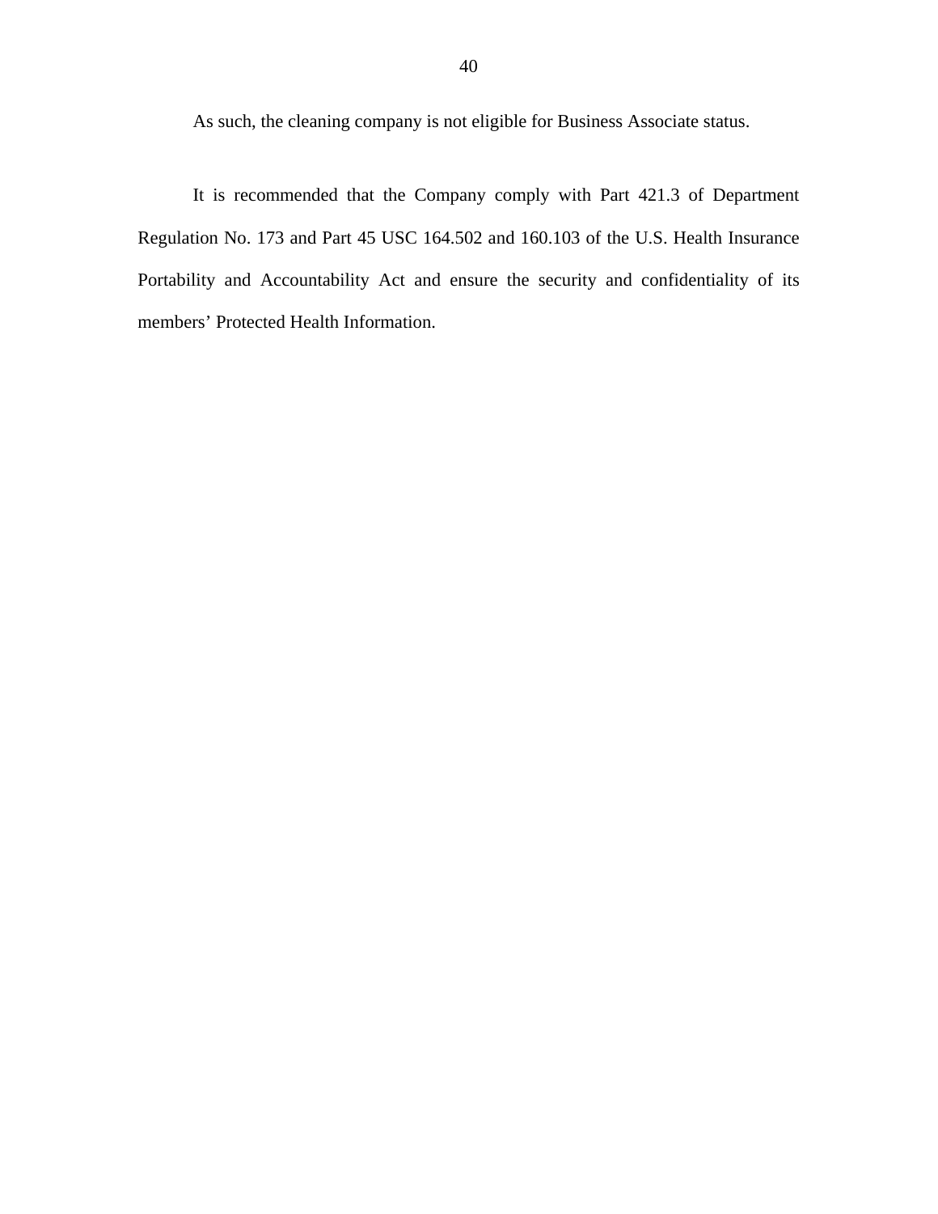As such, the cleaning company is not eligible for Business Associate status.

It is recommended that the Company comply with Part 421.3 of Department Regulation No. 173 and Part 45 USC 164.502 and 160.103 of the U.S. Health Insurance Portability and Accountability Act and ensure the security and confidentiality of its members' Protected Health Information.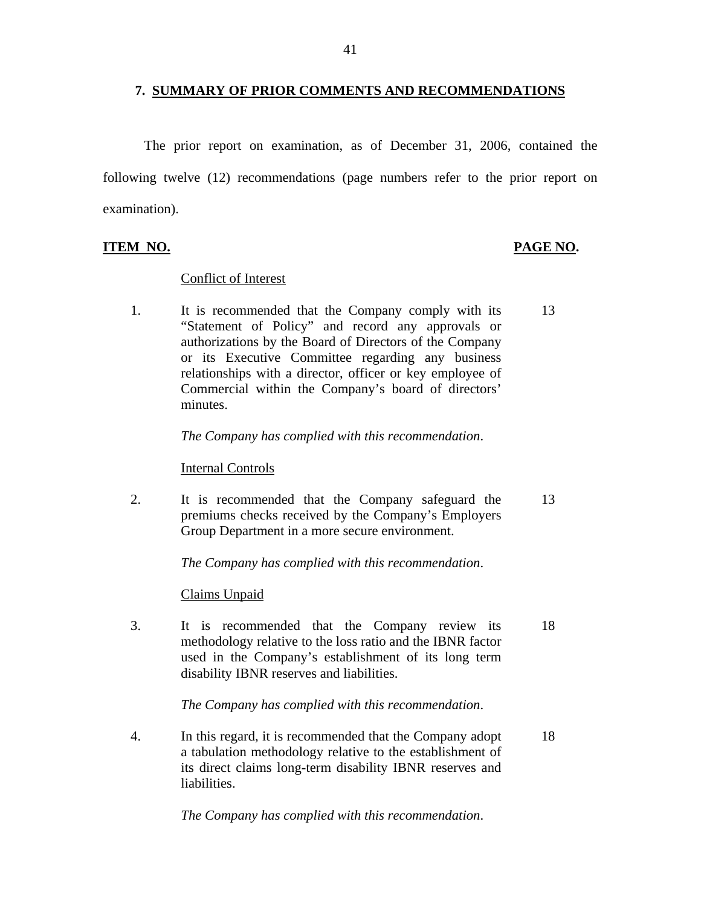## 7. SUMMARY OF PRIOR COMMENTS AND RECOMMENDATIONS

The prior report on examination, as of December 31, 2006, contained the following twelve (12) recommendations (page numbers refer to the prior report on examination).

| ITEM NO. | | PAGE NO. |
|---|---|---|
| | Conflict of Interest | |
| 1. | It is recommended that the Company comply with its "Statement of Policy" and record any approvals or authorizations by the Board of Directors of the Company or its Executive Committee regarding any business relationships with a director, officer or key employee of Commercial within the Company's board of directors' minutes.<br><br>*The Company has complied with this recommendation*. | 13 |
| | Internal Controls | |
| 2. | It is recommended that the Company safeguard the premiums checks received by the Company's Employers Group Department in a more secure environment.<br><br>*The Company has complied with this recommendation*. | 13 |
| | Claims Unpaid | |
| 3. | It is recommended that the Company review its methodology relative to the loss ratio and the IBNR factor used in the Company's establishment of its long term disability IBNR reserves and liabilities.<br><br>*The Company has complied with this recommendation*. | 18 |
| 4. | In this regard, it is recommended that the Company adopt a tabulation methodology relative to the establishment of its direct claims long-term disability IBNR reserves and liabilities.<br><br>*The Company has complied with this recommendation*. | 18 |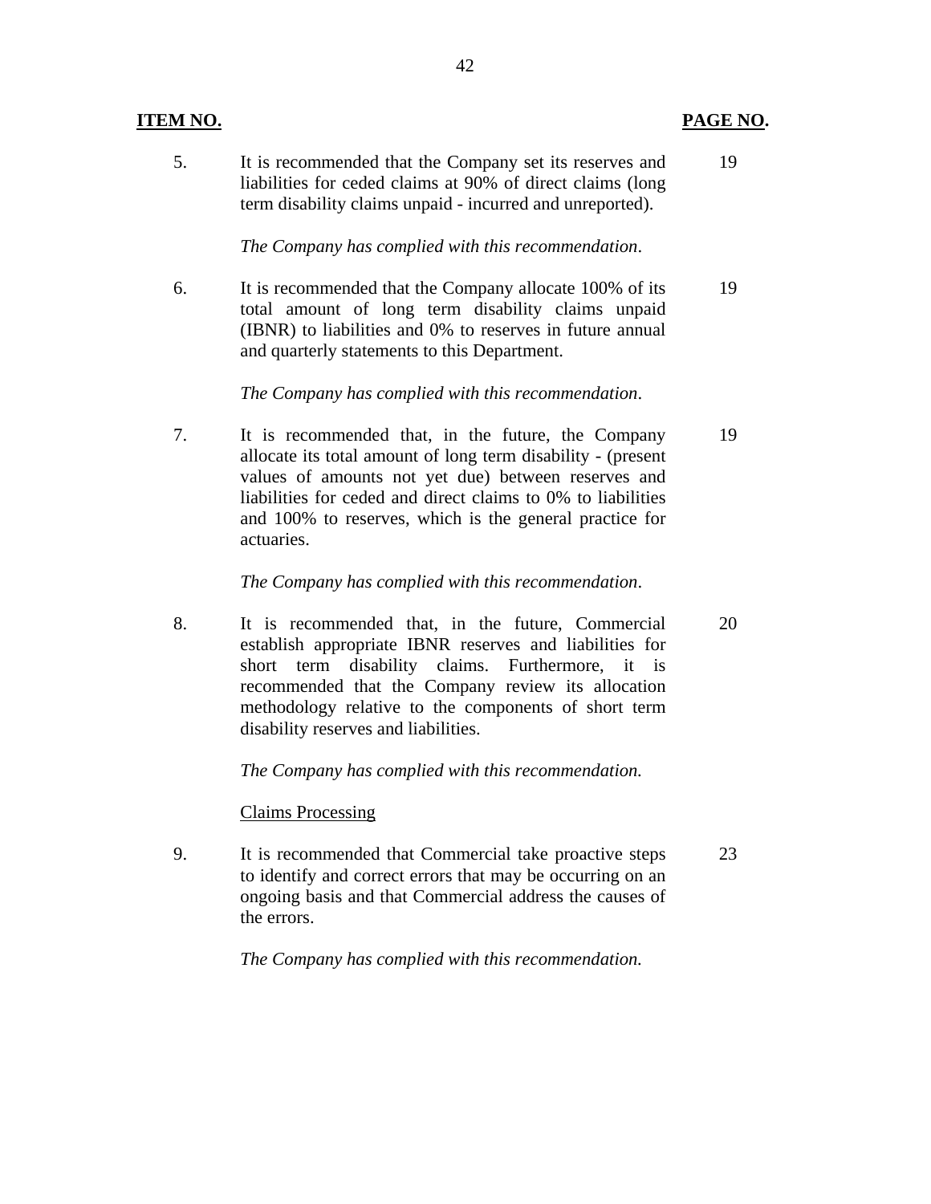| **ITEM NO.** | | **PAGE NO.** |
|---|---|---|
| 5. | It is recommended that the Company set its reserves and liabilities for ceded claims at 90% of direct claims (long term disability claims unpaid - incurred and unreported).<br><br>*The Company has complied with this recommendation*. | 19 |
| 6. | It is recommended that the Company allocate 100% of its total amount of long term disability claims unpaid (IBNR) to liabilities and 0% to reserves in future annual and quarterly statements to this Department.<br><br>*The Company has complied with this recommendation*. | 19 |
| 7. | It is recommended that, in the future, the Company allocate its total amount of long term disability - (present values of amounts not yet due) between reserves and liabilities for ceded and direct claims to 0% to liabilities and 100% to reserves, which is the general practice for actuaries.<br><br>*The Company has complied with this recommendation*. | 19 |
| 8. | It is recommended that, in the future, Commercial establish appropriate IBNR reserves and liabilities for short term disability claims. Furthermore, it is recommended that the Company review its allocation methodology relative to the components of short term disability reserves and liabilities.<br><br>*The Company has complied with this recommendation.* | 20 |
| | <u>Claims Processing</u> | |
| 9. | It is recommended that Commercial take proactive steps to identify and correct errors that may be occurring on an ongoing basis and that Commercial address the causes of the errors.<br><br>*The Company has complied with this recommendation.* | 23 |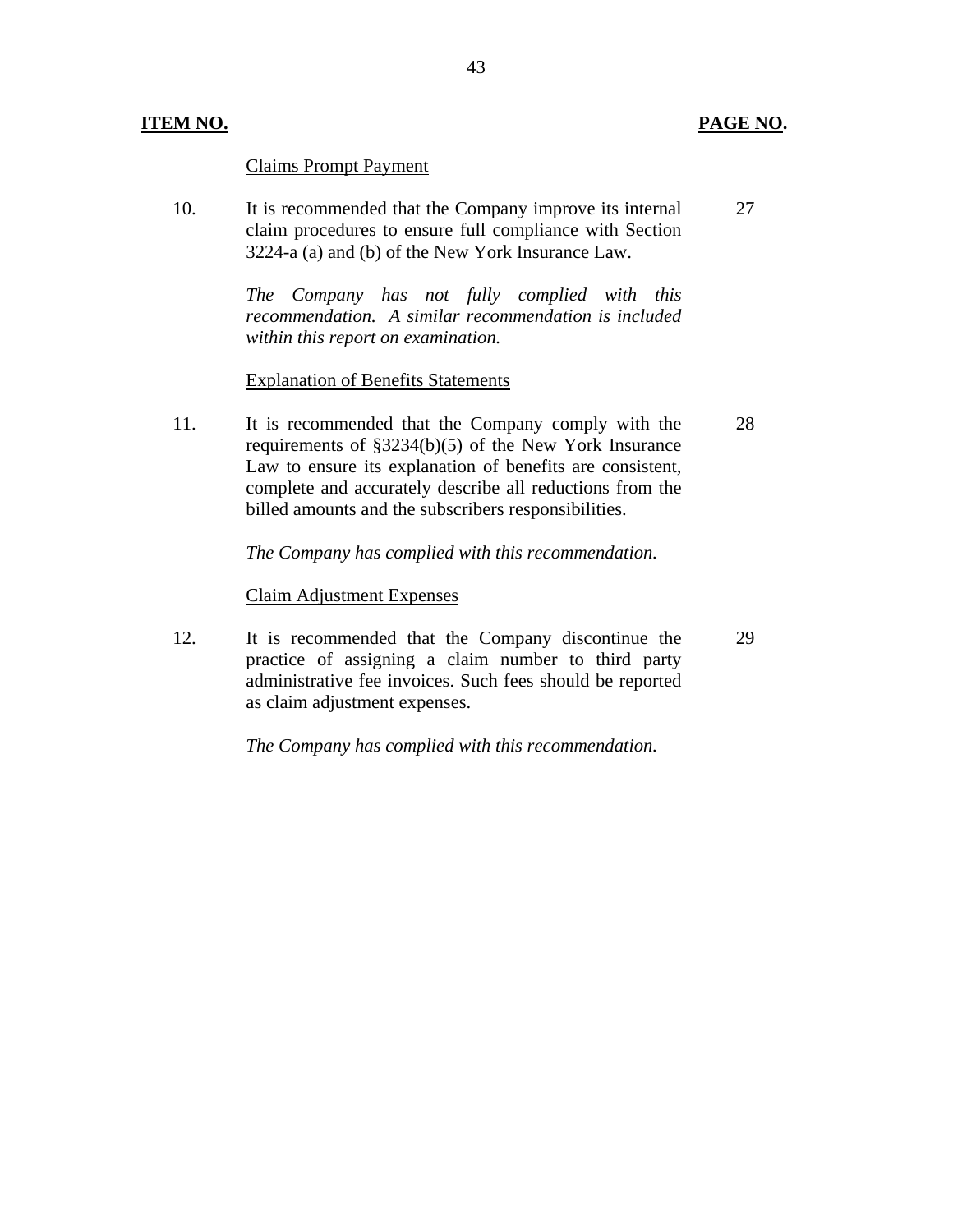| **ITEM NO.** | | **PAGE NO.** |
|---|---|---|
| | Claims Prompt Payment | |
| 10. | It is recommended that the Company improve its internal claim procedures to ensure full compliance with Section 3224-a (a) and (b) of the New York Insurance Law.<br><br>*The Company has not fully complied with this recommendation. A similar recommendation is included within this report on examination.* | 27 |
| | Explanation of Benefits Statements | |
| 11. | It is recommended that the Company comply with the requirements of §3234(b)(5) of the New York Insurance Law to ensure its explanation of benefits are consistent, complete and accurately describe all reductions from the billed amounts and the subscribers responsibilities.<br><br>*The Company has complied with this recommendation.* | 28 |
| | Claim Adjustment Expenses | |
| 12. | It is recommended that the Company discontinue the practice of assigning a claim number to third party administrative fee invoices. Such fees should be reported as claim adjustment expenses.<br><br>*The Company has complied with this recommendation.* | 29 |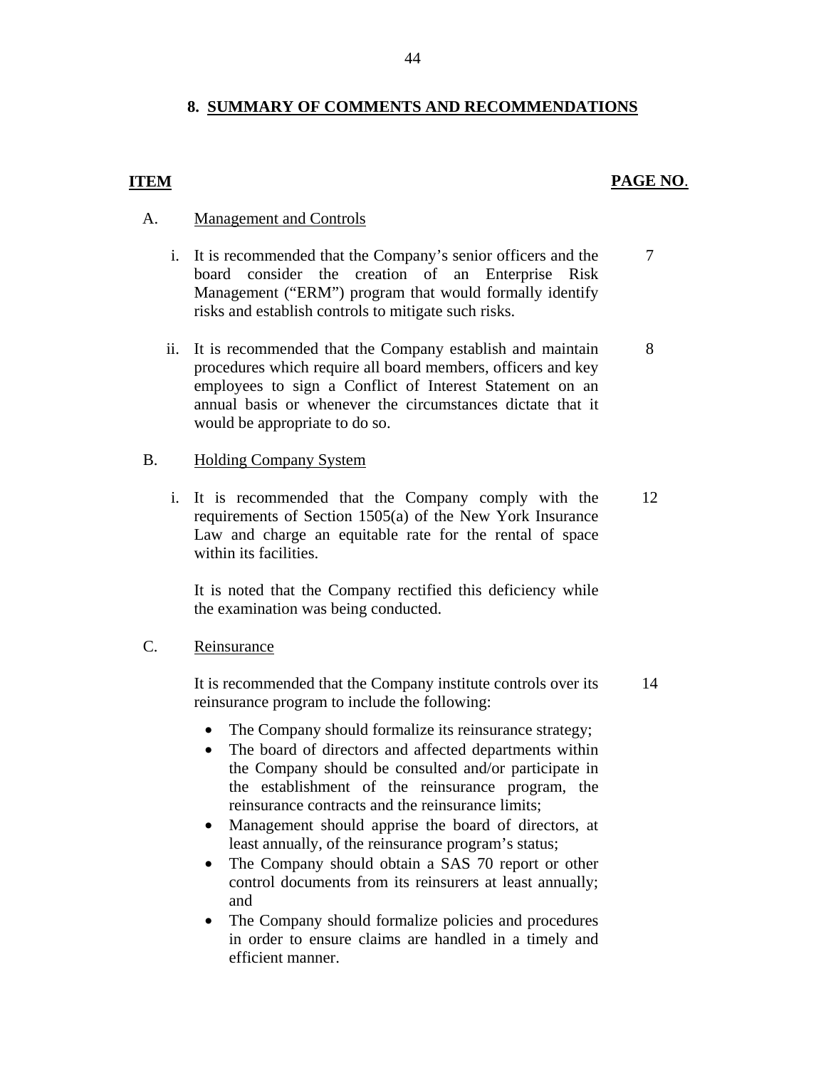## 8. SUMMARY OF COMMENTS AND RECOMMENDATIONS

| ITEM | | PAGE NO. |
|---|---|---|
| A. | Management and Controls | |
| | i. It is recommended that the Company's senior officers and the board consider the creation of an Enterprise Risk Management ("ERM") program that would formally identify risks and establish controls to mitigate such risks. | 7 |
| | ii. It is recommended that the Company establish and maintain procedures which require all board members, officers and key employees to sign a Conflict of Interest Statement on an annual basis or whenever the circumstances dictate that it would be appropriate to do so. | 8 |
| B. | Holding Company System | |
| | i. It is recommended that the Company comply with the requirements of Section 1505(a) of the New York Insurance Law and charge an equitable rate for the rental of space within its facilities.<br><br>It is noted that the Company rectified this deficiency while the examination was being conducted. | 12 |
| C. | Reinsurance | |
| | It is recommended that the Company institute controls over its reinsurance program to include the following:<br><br>• The Company should formalize its reinsurance strategy;<br>• The board of directors and affected departments within the Company should be consulted and/or participate in the establishment of the reinsurance program, the reinsurance contracts and the reinsurance limits;<br>• Management should apprise the board of directors, at least annually, of the reinsurance program's status;<br>• The Company should obtain a SAS 70 report or other control documents from its reinsurers at least annually; and<br>• The Company should formalize policies and procedures in order to ensure claims are handled in a timely and efficient manner. | 14 |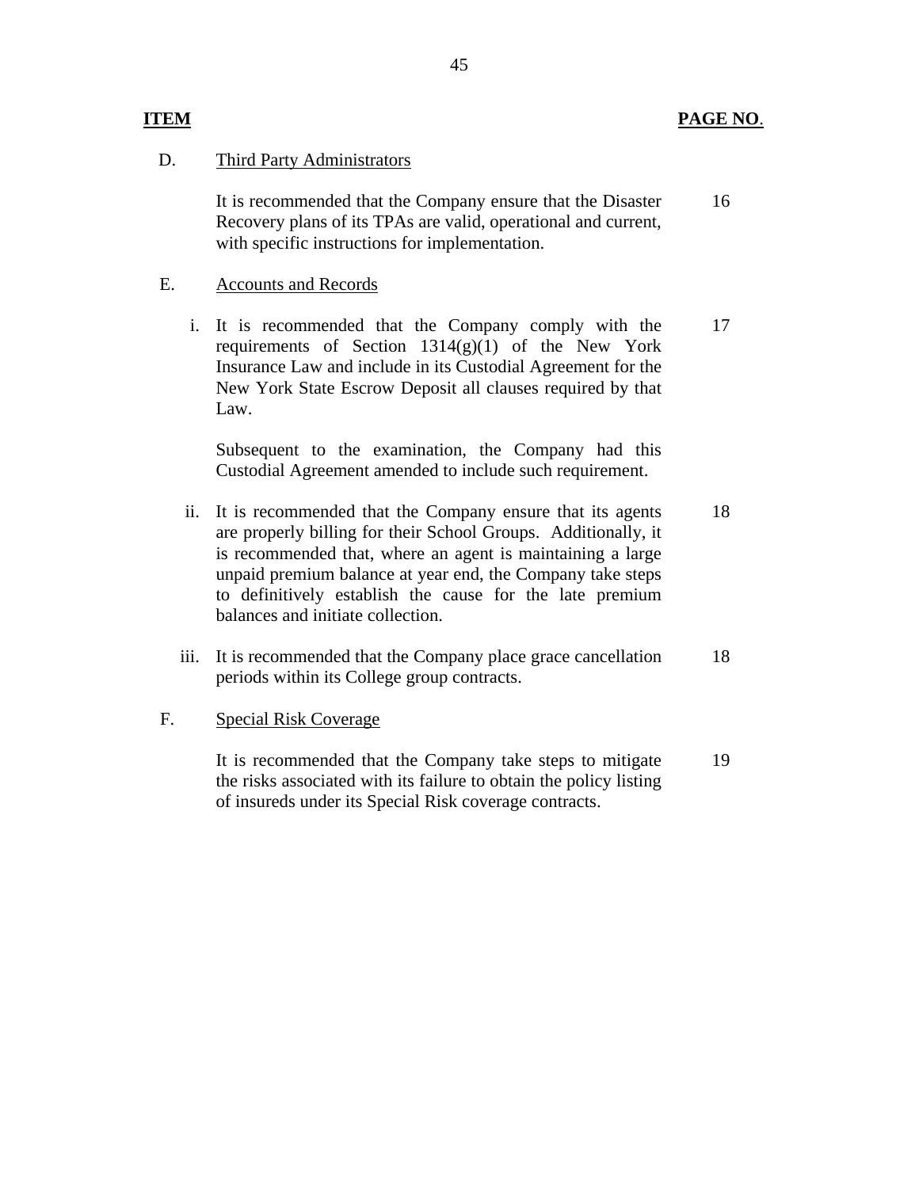| ITEM | | PAGE NO. |
|---|---|---|
| D. | Third Party Administrators | |
| | It is recommended that the Company ensure that the Disaster Recovery plans of its TPAs are valid, operational and current, with specific instructions for implementation. | 16 |
| E. | Accounts and Records | |
| i. | It is recommended that the Company comply with the requirements of Section 1314(g)(1) of the New York Insurance Law and include in its Custodial Agreement for the New York State Escrow Deposit all clauses required by that Law. | 17 |
| | Subsequent to the examination, the Company had this Custodial Agreement amended to include such requirement. | |
| ii. | It is recommended that the Company ensure that its agents are properly billing for their School Groups. Additionally, it is recommended that, where an agent is maintaining a large unpaid premium balance at year end, the Company take steps to definitively establish the cause for the late premium balances and initiate collection. | 18 |
| iii. | It is recommended that the Company place grace cancellation periods within its College group contracts. | 18 |
| F. | Special Risk Coverage | |
| | It is recommended that the Company take steps to mitigate the risks associated with its failure to obtain the policy listing of insureds under its Special Risk coverage contracts. | 19 |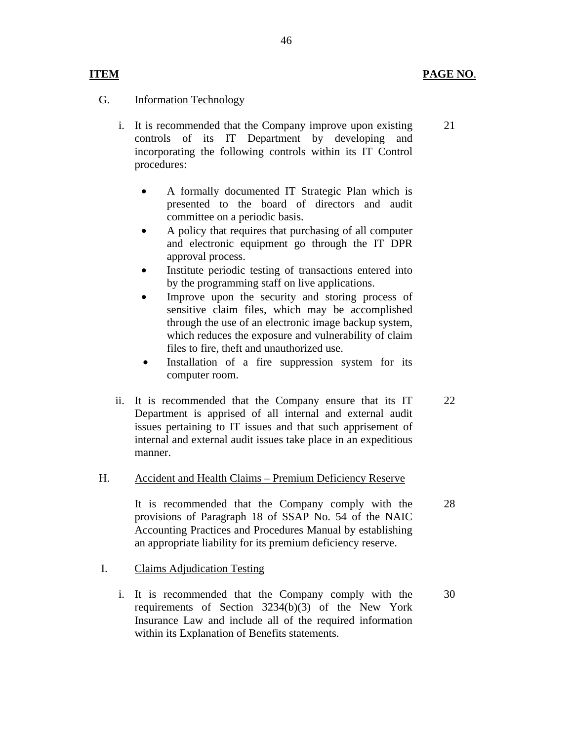| ITEM | | PAGE NO. |
|---|---|---|
| G. | Information Technology | |
| | i. It is recommended that the Company improve upon existing controls of its IT Department by developing and incorporating the following controls within its IT Control procedures:<br>• A formally documented IT Strategic Plan which is presented to the board of directors and audit committee on a periodic basis.<br>• A policy that requires that purchasing of all computer and electronic equipment go through the IT DPR approval process.<br>• Institute periodic testing of transactions entered into by the programming staff on live applications.<br>• Improve upon the security and storing process of sensitive claim files, which may be accomplished through the use of an electronic image backup system, which reduces the exposure and vulnerability of claim files to fire, theft and unauthorized use.<br>• Installation of a fire suppression system for its computer room. | 21 |
| | ii. It is recommended that the Company ensure that its IT Department is apprised of all internal and external audit issues pertaining to IT issues and that such apprisement of internal and external audit issues take place in an expeditious manner. | 22 |
| H. | Accident and Health Claims – Premium Deficiency Reserve | |
| | It is recommended that the Company comply with the provisions of Paragraph 18 of SSAP No. 54 of the NAIC Accounting Practices and Procedures Manual by establishing an appropriate liability for its premium deficiency reserve. | 28 |
| I. | Claims Adjudication Testing | |
| | i. It is recommended that the Company comply with the requirements of Section 3234(b)(3) of the New York Insurance Law and include all of the required information within its Explanation of Benefits statements. | 30 |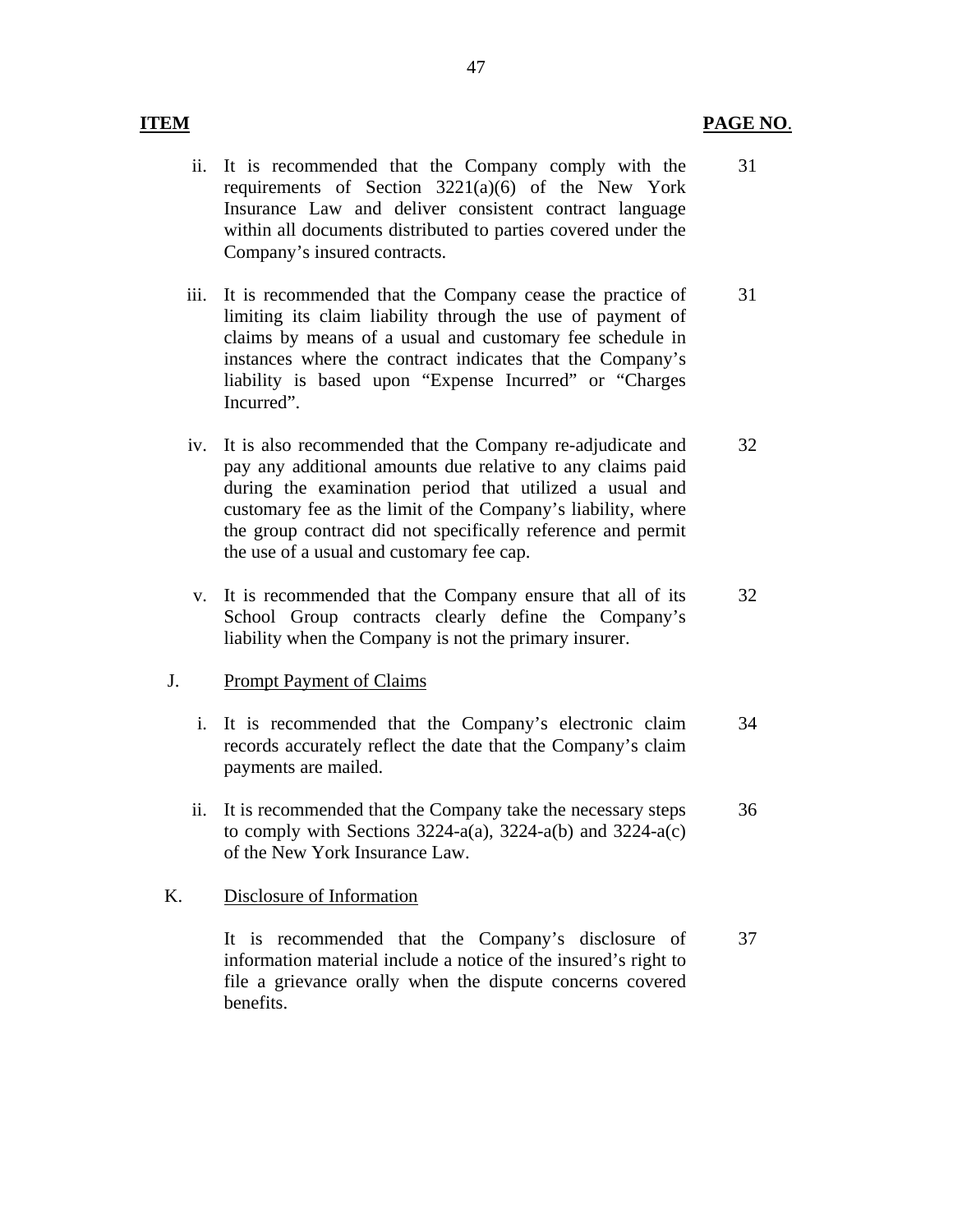| ITEM | | PAGE NO. |
|---|---|---|
| ii. | It is recommended that the Company comply with the requirements of Section 3221(a)(6) of the New York Insurance Law and deliver consistent contract language within all documents distributed to parties covered under the Company's insured contracts. | 31 |
| iii. | It is recommended that the Company cease the practice of limiting its claim liability through the use of payment of claims by means of a usual and customary fee schedule in instances where the contract indicates that the Company's liability is based upon "Expense Incurred" or "Charges Incurred". | 31 |
| iv. | It is also recommended that the Company re-adjudicate and pay any additional amounts due relative to any claims paid during the examination period that utilized a usual and customary fee as the limit of the Company's liability, where the group contract did not specifically reference and permit the use of a usual and customary fee cap. | 32 |
| v. | It is recommended that the Company ensure that all of its School Group contracts clearly define the Company's liability when the Company is not the primary insurer. | 32 |
| J. | Prompt Payment of Claims | |
| i. | It is recommended that the Company's electronic claim records accurately reflect the date that the Company's claim payments are mailed. | 34 |
| ii. | It is recommended that the Company take the necessary steps to comply with Sections 3224-a(a), 3224-a(b) and 3224-a(c) of the New York Insurance Law. | 36 |
| K. | Disclosure of Information | |
| | It is recommended that the Company's disclosure of information material include a notice of the insured's right to file a grievance orally when the dispute concerns covered benefits. | 37 |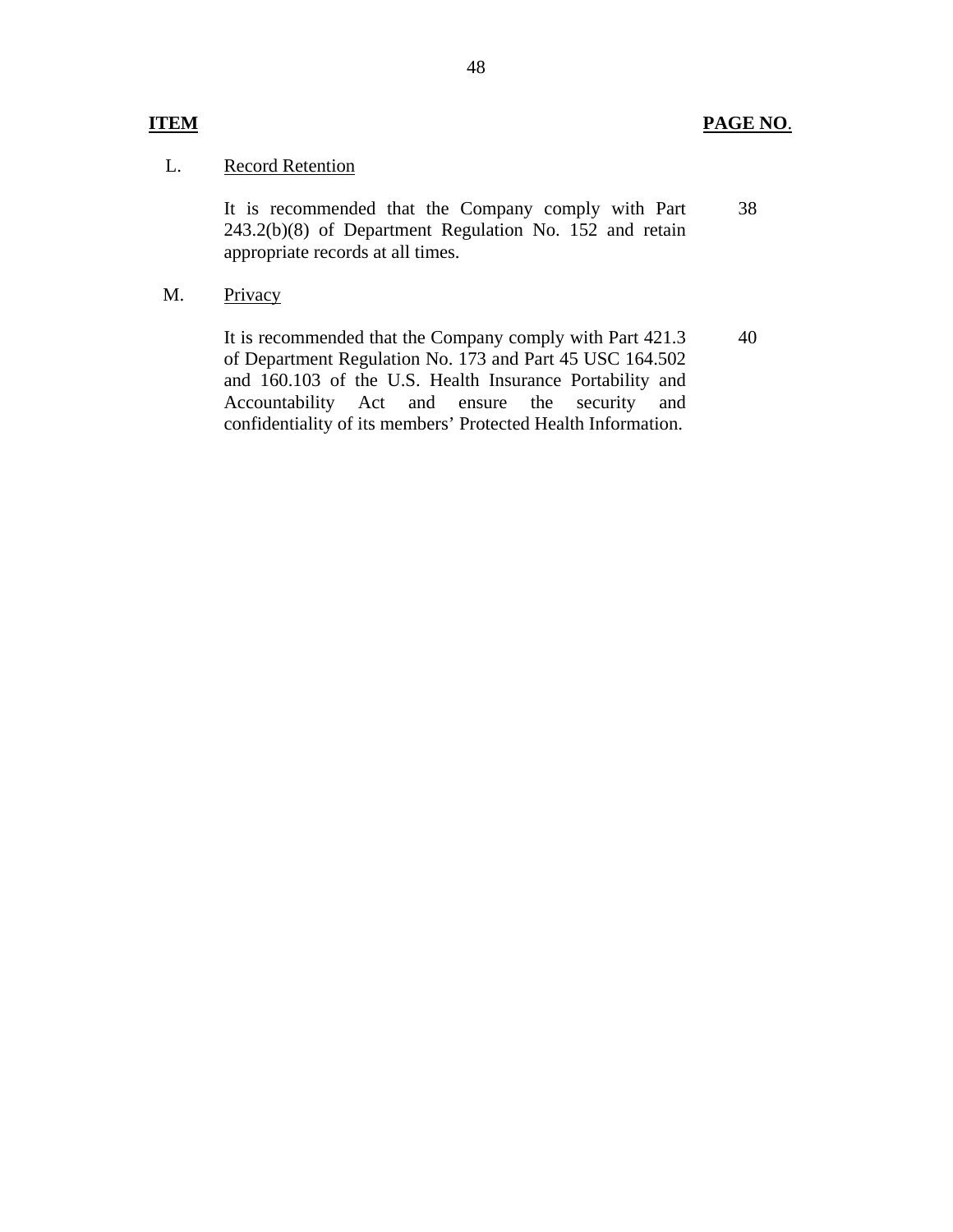| ITEM | | PAGE NO. |
|---|---|---|
| L. | Record Retention | |
| | It is recommended that the Company comply with Part 243.2(b)(8) of Department Regulation No. 152 and retain appropriate records at all times. | 38 |
| M. | Privacy | |
| | It is recommended that the Company comply with Part 421.3 of Department Regulation No. 173 and Part 45 USC 164.502 and 160.103 of the U.S. Health Insurance Portability and Accountability Act and ensure the security and confidentiality of its members' Protected Health Information. | 40 |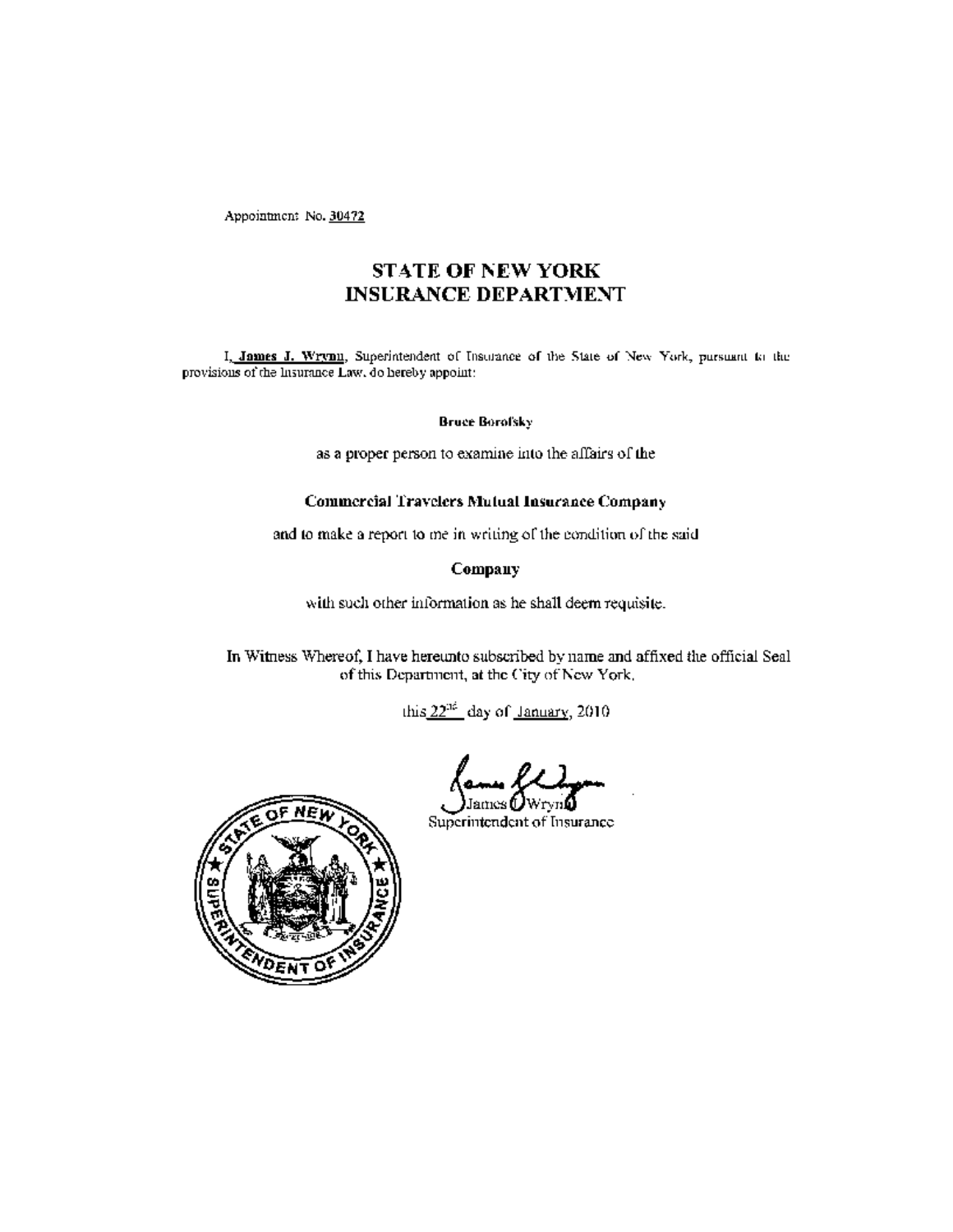Appointment No. 30472

# STATE OF NEW YORK
# INSURANCE DEPARTMENT

I, **James J. Wrynn**, Superintendent of Insurance of the State of New York, pursuant to the provisions of the Insurance Law, do hereby appoint:

**Bruce Borofsky**

as a proper person to examine into the affairs of the

**Commercial Travelers Mutual Insurance Company**

and to make a report to me in writing of the condition of the said

**Company**

with such other information as he shall deem requisite.

In Witness Whereof, I have hereunto subscribed by name and affixed the official Seal of this Department, at the City of New York,

this 22nd day of January, 2010

James J. Wrynn
Superintendent of Insurance

STATE OF NEW YORK ★ SUPERINTENDENT OF INSURANCE ★